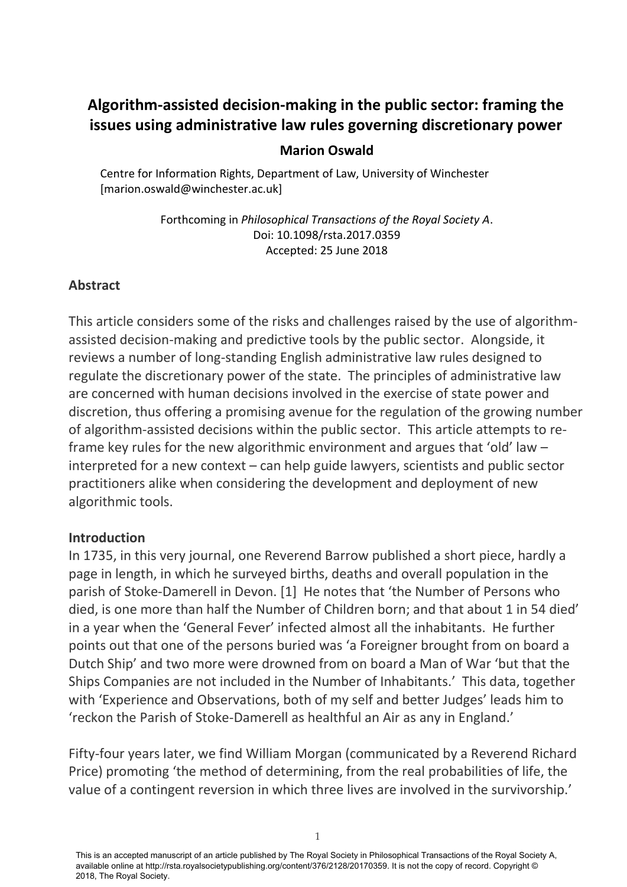# Algorithm-assisted decision-making in the public sector: framing the issues using administrative law rules governing discretionary power

**Marion Oswald**

Centre for Information Rights, Department of Law, University of Winchester [marion.oswald@winchester.ac.uk]

Forthcoming in *Philosophical Transactions of the Royal Society A*.
Doi: 10.1098/rsta.2017.0359
Accepted: 25 June 2018

## Abstract

This article considers some of the risks and challenges raised by the use of algorithm-assisted decision-making and predictive tools by the public sector. Alongside, it reviews a number of long-standing English administrative law rules designed to regulate the discretionary power of the state. The principles of administrative law are concerned with human decisions involved in the exercise of state power and discretion, thus offering a promising avenue for the regulation of the growing number of algorithm-assisted decisions within the public sector. This article attempts to re-frame key rules for the new algorithmic environment and argues that 'old' law – interpreted for a new context – can help guide lawyers, scientists and public sector practitioners alike when considering the development and deployment of new algorithmic tools.

## Introduction

In 1735, in this very journal, one Reverend Barrow published a short piece, hardly a page in length, in which he surveyed births, deaths and overall population in the parish of Stoke-Damerell in Devon. [1] He notes that 'the Number of Persons who died, is one more than half the Number of Children born; and that about 1 in 54 died' in a year when the 'General Fever' infected almost all the inhabitants. He further points out that one of the persons buried was 'a Foreigner brought from on board a Dutch Ship' and two more were drowned from on board a Man of War 'but that the Ships Companies are not included in the Number of Inhabitants.' This data, together with 'Experience and Observations, both of my self and better Judges' leads him to 'reckon the Parish of Stoke-Damerell as healthful an Air as any in England.'

Fifty-four years later, we find William Morgan (communicated by a Reverend Richard Price) promoting 'the method of determining, from the real probabilities of life, the value of a contingent reversion in which three lives are involved in the survivorship.'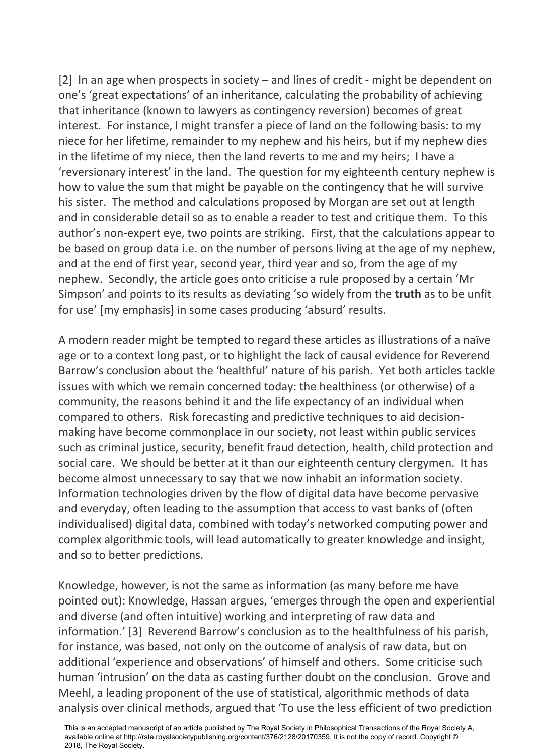[2] In an age when prospects in society – and lines of credit - might be dependent on one's 'great expectations' of an inheritance, calculating the probability of achieving that inheritance (known to lawyers as contingency reversion) becomes of great interest. For instance, I might transfer a piece of land on the following basis: to my niece for her lifetime, remainder to my nephew and his heirs, but if my nephew dies in the lifetime of my niece, then the land reverts to me and my heirs; I have a 'reversionary interest' in the land. The question for my eighteenth century nephew is how to value the sum that might be payable on the contingency that he will survive his sister. The method and calculations proposed by Morgan are set out at length and in considerable detail so as to enable a reader to test and critique them. To this author's non-expert eye, two points are striking. First, that the calculations appear to be based on group data i.e. on the number of persons living at the age of my nephew, and at the end of first year, second year, third year and so, from the age of my nephew. Secondly, the article goes onto criticise a rule proposed by a certain 'Mr Simpson' and points to its results as deviating 'so widely from the **truth** as to be unfit for use' [my emphasis] in some cases producing 'absurd' results.

A modern reader might be tempted to regard these articles as illustrations of a naïve age or to a context long past, or to highlight the lack of causal evidence for Reverend Barrow's conclusion about the 'healthful' nature of his parish. Yet both articles tackle issues with which we remain concerned today: the healthiness (or otherwise) of a community, the reasons behind it and the life expectancy of an individual when compared to others. Risk forecasting and predictive techniques to aid decision-making have become commonplace in our society, not least within public services such as criminal justice, security, benefit fraud detection, health, child protection and social care. We should be better at it than our eighteenth century clergymen. It has become almost unnecessary to say that we now inhabit an information society. Information technologies driven by the flow of digital data have become pervasive and everyday, often leading to the assumption that access to vast banks of (often individualised) digital data, combined with today's networked computing power and complex algorithmic tools, will lead automatically to greater knowledge and insight, and so to better predictions.

Knowledge, however, is not the same as information (as many before me have pointed out): Knowledge, Hassan argues, 'emerges through the open and experiential and diverse (and often intuitive) working and interpreting of raw data and information.' [3] Reverend Barrow's conclusion as to the healthfulness of his parish, for instance, was based, not only on the outcome of analysis of raw data, but on additional 'experience and observations' of himself and others. Some criticise such human 'intrusion' on the data as casting further doubt on the conclusion. Grove and Meehl, a leading proponent of the use of statistical, algorithmic methods of data analysis over clinical methods, argued that 'To use the less efficient of two prediction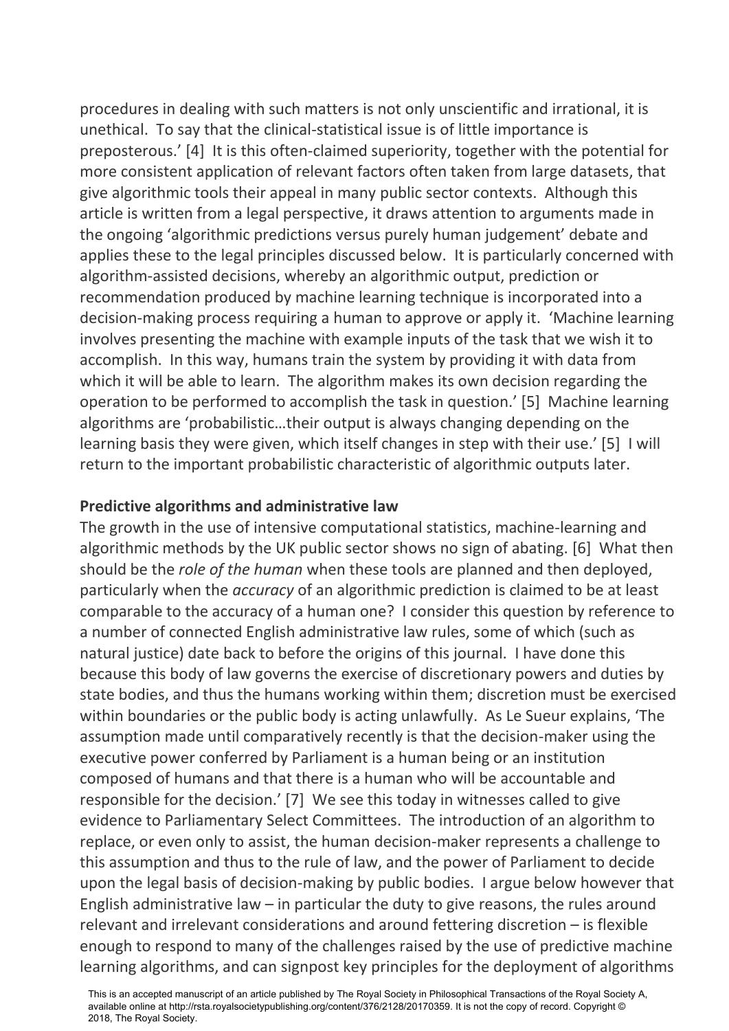procedures in dealing with such matters is not only unscientific and irrational, it is unethical. To say that the clinical-statistical issue is of little importance is preposterous.' [4] It is this often-claimed superiority, together with the potential for more consistent application of relevant factors often taken from large datasets, that give algorithmic tools their appeal in many public sector contexts. Although this article is written from a legal perspective, it draws attention to arguments made in the ongoing 'algorithmic predictions versus purely human judgement' debate and applies these to the legal principles discussed below. It is particularly concerned with algorithm-assisted decisions, whereby an algorithmic output, prediction or recommendation produced by machine learning technique is incorporated into a decision-making process requiring a human to approve or apply it. 'Machine learning involves presenting the machine with example inputs of the task that we wish it to accomplish. In this way, humans train the system by providing it with data from which it will be able to learn. The algorithm makes its own decision regarding the operation to be performed to accomplish the task in question.' [5] Machine learning algorithms are 'probabilistic…their output is always changing depending on the learning basis they were given, which itself changes in step with their use.' [5] I will return to the important probabilistic characteristic of algorithmic outputs later.

**Predictive algorithms and administrative law**

The growth in the use of intensive computational statistics, machine-learning and algorithmic methods by the UK public sector shows no sign of abating. [6] What then should be the *role of the human* when these tools are planned and then deployed, particularly when the *accuracy* of an algorithmic prediction is claimed to be at least comparable to the accuracy of a human one? I consider this question by reference to a number of connected English administrative law rules, some of which (such as natural justice) date back to before the origins of this journal. I have done this because this body of law governs the exercise of discretionary powers and duties by state bodies, and thus the humans working within them; discretion must be exercised within boundaries or the public body is acting unlawfully. As Le Sueur explains, 'The assumption made until comparatively recently is that the decision-maker using the executive power conferred by Parliament is a human being or an institution composed of humans and that there is a human who will be accountable and responsible for the decision.' [7] We see this today in witnesses called to give evidence to Parliamentary Select Committees. The introduction of an algorithm to replace, or even only to assist, the human decision-maker represents a challenge to this assumption and thus to the rule of law, and the power of Parliament to decide upon the legal basis of decision-making by public bodies. I argue below however that English administrative law – in particular the duty to give reasons, the rules around relevant and irrelevant considerations and around fettering discretion – is flexible enough to respond to many of the challenges raised by the use of predictive machine learning algorithms, and can signpost key principles for the deployment of algorithms

This is an accepted manuscript of an article published by The Royal Society in Philosophical Transactions of the Royal Society A, available online at http://rsta.royalsocietypublishing.org/content/376/2128/20170359. It is not the copy of record. Copyright © 2018, The Royal Society.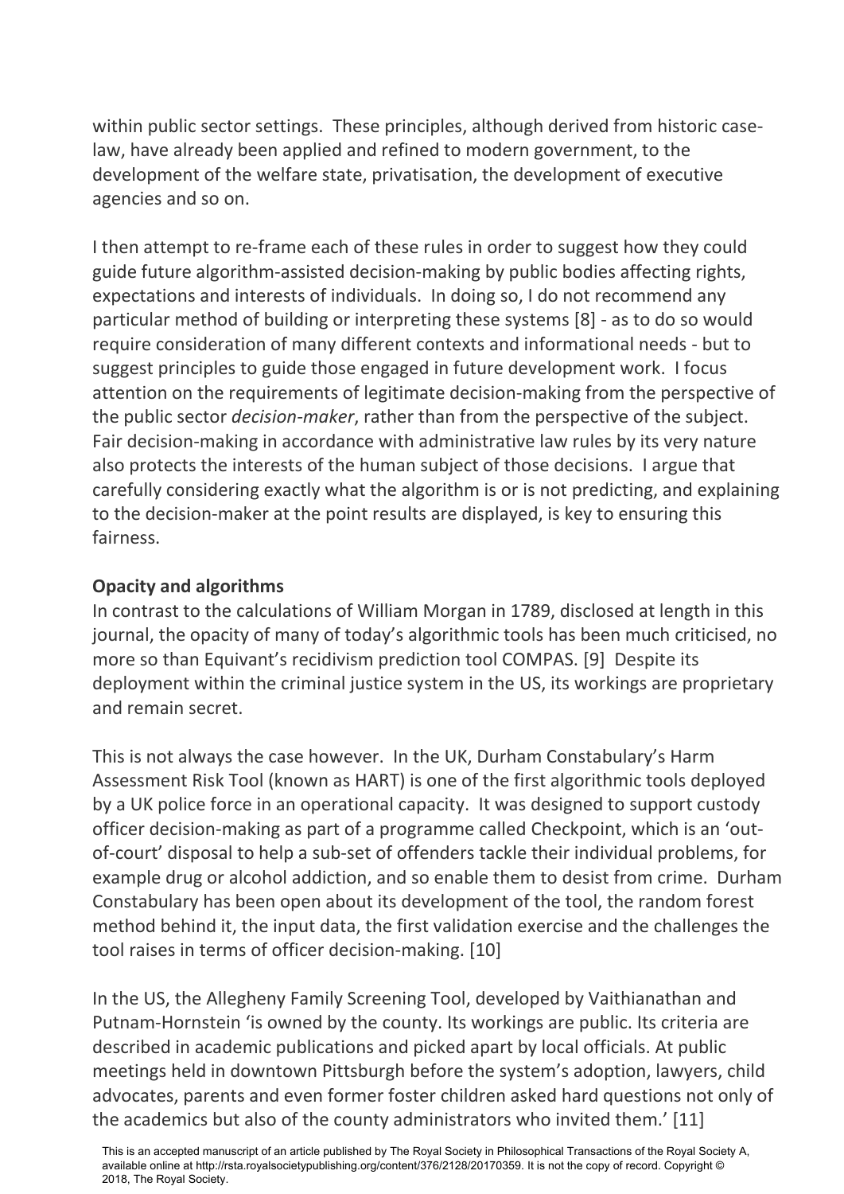within public sector settings. These principles, although derived from historic case-law, have already been applied and refined to modern government, to the development of the welfare state, privatisation, the development of executive agencies and so on.

I then attempt to re-frame each of these rules in order to suggest how they could guide future algorithm-assisted decision-making by public bodies affecting rights, expectations and interests of individuals. In doing so, I do not recommend any particular method of building or interpreting these systems [8] - as to do so would require consideration of many different contexts and informational needs - but to suggest principles to guide those engaged in future development work. I focus attention on the requirements of legitimate decision-making from the perspective of the public sector *decision-maker*, rather than from the perspective of the subject. Fair decision-making in accordance with administrative law rules by its very nature also protects the interests of the human subject of those decisions. I argue that carefully considering exactly what the algorithm is or is not predicting, and explaining to the decision-maker at the point results are displayed, is key to ensuring this fairness.

**Opacity and algorithms**

In contrast to the calculations of William Morgan in 1789, disclosed at length in this journal, the opacity of many of today's algorithmic tools has been much criticised, no more so than Equivant's recidivism prediction tool COMPAS. [9] Despite its deployment within the criminal justice system in the US, its workings are proprietary and remain secret.

This is not always the case however. In the UK, Durham Constabulary's Harm Assessment Risk Tool (known as HART) is one of the first algorithmic tools deployed by a UK police force in an operational capacity. It was designed to support custody officer decision-making as part of a programme called Checkpoint, which is an 'out-of-court' disposal to help a sub-set of offenders tackle their individual problems, for example drug or alcohol addiction, and so enable them to desist from crime. Durham Constabulary has been open about its development of the tool, the random forest method behind it, the input data, the first validation exercise and the challenges the tool raises in terms of officer decision-making. [10]

In the US, the Allegheny Family Screening Tool, developed by Vaithianathan and Putnam-Hornstein 'is owned by the county. Its workings are public. Its criteria are described in academic publications and picked apart by local officials. At public meetings held in downtown Pittsburgh before the system's adoption, lawyers, child advocates, parents and even former foster children asked hard questions not only of the academics but also of the county administrators who invited them.' [11]

This is an accepted manuscript of an article published by The Royal Society in Philosophical Transactions of the Royal Society A, available online at http://rsta.royalsocietypublishing.org/content/376/2128/20170359. It is not the copy of record. Copyright © 2018, The Royal Society.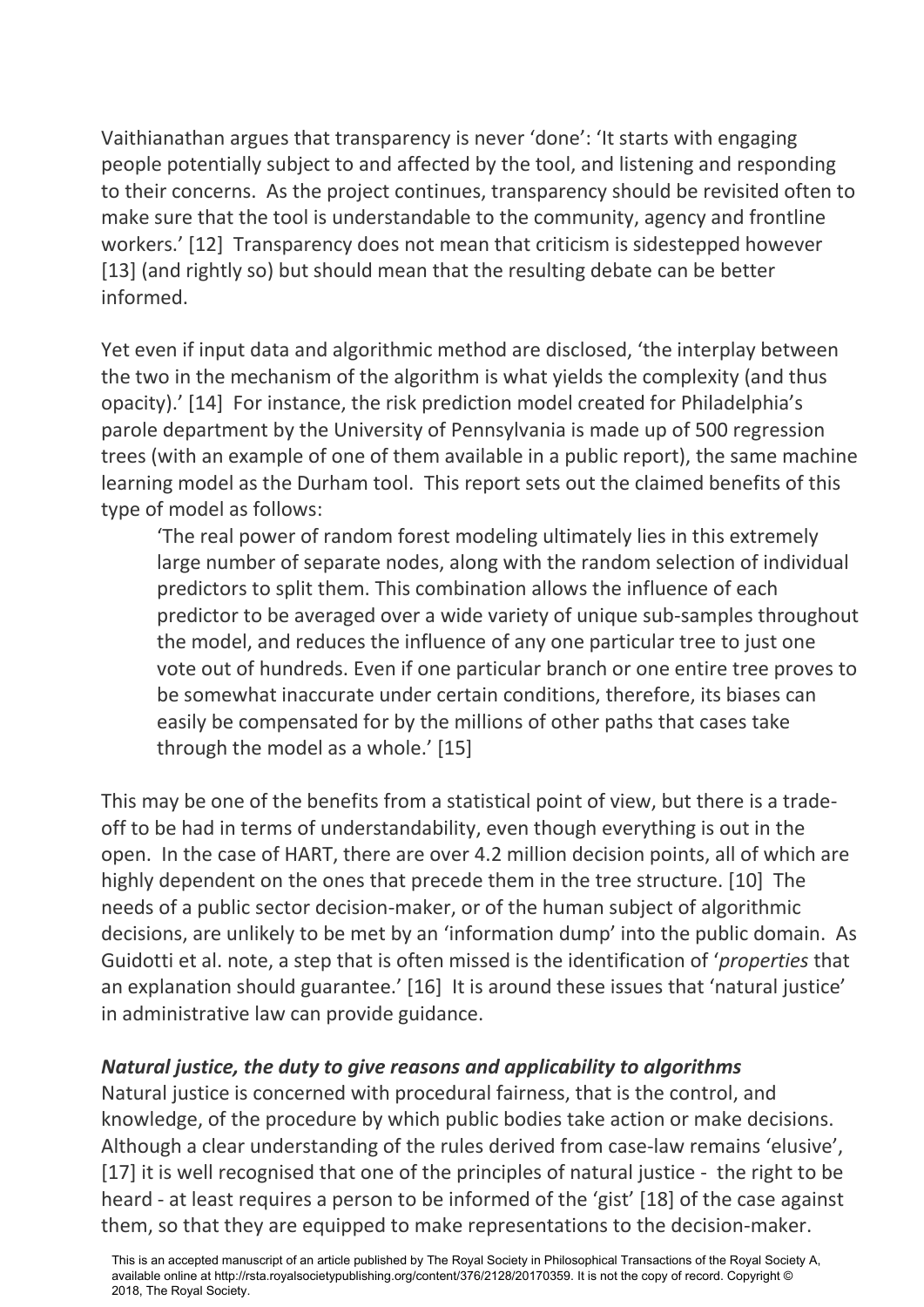Vaithianathan argues that transparency is never 'done': 'It starts with engaging people potentially subject to and affected by the tool, and listening and responding to their concerns. As the project continues, transparency should be revisited often to make sure that the tool is understandable to the community, agency and frontline workers.' [12] Transparency does not mean that criticism is sidestepped however [13] (and rightly so) but should mean that the resulting debate can be better informed.

Yet even if input data and algorithmic method are disclosed, 'the interplay between the two in the mechanism of the algorithm is what yields the complexity (and thus opacity).' [14] For instance, the risk prediction model created for Philadelphia's parole department by the University of Pennsylvania is made up of 500 regression trees (with an example of one of them available in a public report), the same machine learning model as the Durham tool. This report sets out the claimed benefits of this type of model as follows:

> 'The real power of random forest modeling ultimately lies in this extremely large number of separate nodes, along with the random selection of individual predictors to split them. This combination allows the influence of each predictor to be averaged over a wide variety of unique sub-samples throughout the model, and reduces the influence of any one particular tree to just one vote out of hundreds. Even if one particular branch or one entire tree proves to be somewhat inaccurate under certain conditions, therefore, its biases can easily be compensated for by the millions of other paths that cases take through the model as a whole.' [15]

This may be one of the benefits from a statistical point of view, but there is a trade-off to be had in terms of understandability, even though everything is out in the open. In the case of HART, there are over 4.2 million decision points, all of which are highly dependent on the ones that precede them in the tree structure. [10] The needs of a public sector decision-maker, or of the human subject of algorithmic decisions, are unlikely to be met by an 'information dump' into the public domain. As Guidotti et al. note, a step that is often missed is the identification of '*properties* that an explanation should guarantee.' [16] It is around these issues that 'natural justice' in administrative law can provide guidance.

***Natural justice, the duty to give reasons and applicability to algorithms***

Natural justice is concerned with procedural fairness, that is the control, and knowledge, of the procedure by which public bodies take action or make decisions. Although a clear understanding of the rules derived from case-law remains 'elusive', [17] it is well recognised that one of the principles of natural justice - the right to be heard - at least requires a person to be informed of the 'gist' [18] of the case against them, so that they are equipped to make representations to the decision-maker.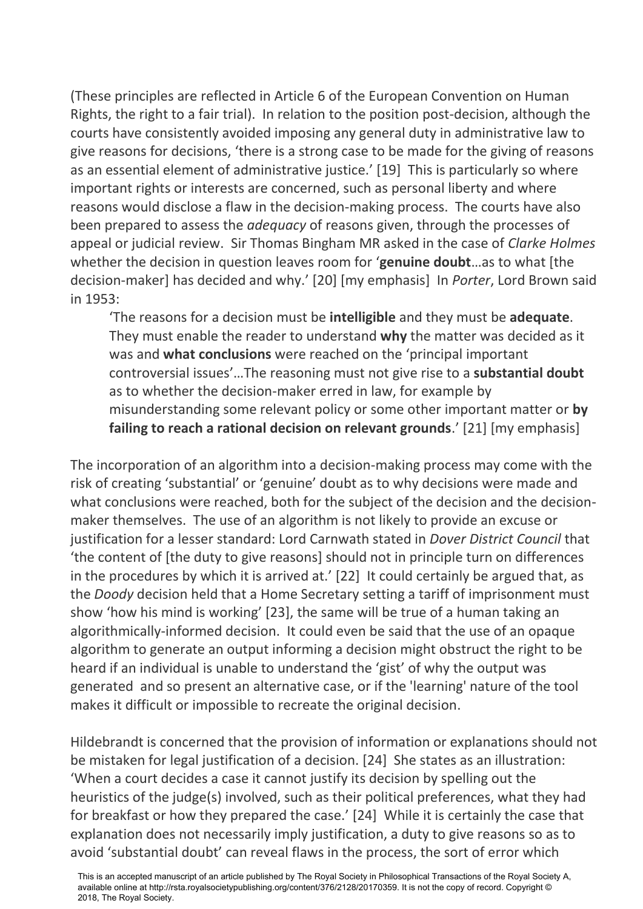(These principles are reflected in Article 6 of the European Convention on Human Rights, the right to a fair trial). In relation to the position post-decision, although the courts have consistently avoided imposing any general duty in administrative law to give reasons for decisions, 'there is a strong case to be made for the giving of reasons as an essential element of administrative justice.' [19] This is particularly so where important rights or interests are concerned, such as personal liberty and where reasons would disclose a flaw in the decision-making process. The courts have also been prepared to assess the *adequacy* of reasons given, through the processes of appeal or judicial review. Sir Thomas Bingham MR asked in the case of *Clarke Holmes* whether the decision in question leaves room for '**genuine doubt**…as to what [the decision-maker] has decided and why.' [20] [my emphasis] In *Porter*, Lord Brown said in 1953:

> 'The reasons for a decision must be **intelligible** and they must be **adequate**. They must enable the reader to understand **why** the matter was decided as it was and **what conclusions** were reached on the 'principal important controversial issues'…The reasoning must not give rise to a **substantial doubt** as to whether the decision-maker erred in law, for example by misunderstanding some relevant policy or some other important matter or **by failing to reach a rational decision on relevant grounds**.' [21] [my emphasis]

The incorporation of an algorithm into a decision-making process may come with the risk of creating 'substantial' or 'genuine' doubt as to why decisions were made and what conclusions were reached, both for the subject of the decision and the decision-maker themselves. The use of an algorithm is not likely to provide an excuse or justification for a lesser standard: Lord Carnwath stated in *Dover District Council* that 'the content of [the duty to give reasons] should not in principle turn on differences in the procedures by which it is arrived at.' [22] It could certainly be argued that, as the *Doody* decision held that a Home Secretary setting a tariff of imprisonment must show 'how his mind is working' [23], the same will be true of a human taking an algorithmically-informed decision. It could even be said that the use of an opaque algorithm to generate an output informing a decision might obstruct the right to be heard if an individual is unable to understand the 'gist' of why the output was generated and so present an alternative case, or if the 'learning' nature of the tool makes it difficult or impossible to recreate the original decision.

Hildebrandt is concerned that the provision of information or explanations should not be mistaken for legal justification of a decision. [24] She states as an illustration: 'When a court decides a case it cannot justify its decision by spelling out the heuristics of the judge(s) involved, such as their political preferences, what they had for breakfast or how they prepared the case.' [24] While it is certainly the case that explanation does not necessarily imply justification, a duty to give reasons so as to avoid 'substantial doubt' can reveal flaws in the process, the sort of error which

This is an accepted manuscript of an article published by The Royal Society in Philosophical Transactions of the Royal Society A, available online at http://rsta.royalsocietypublishing.org/content/376/2128/20170359. It is not the copy of record. Copyright © 2018, The Royal Society.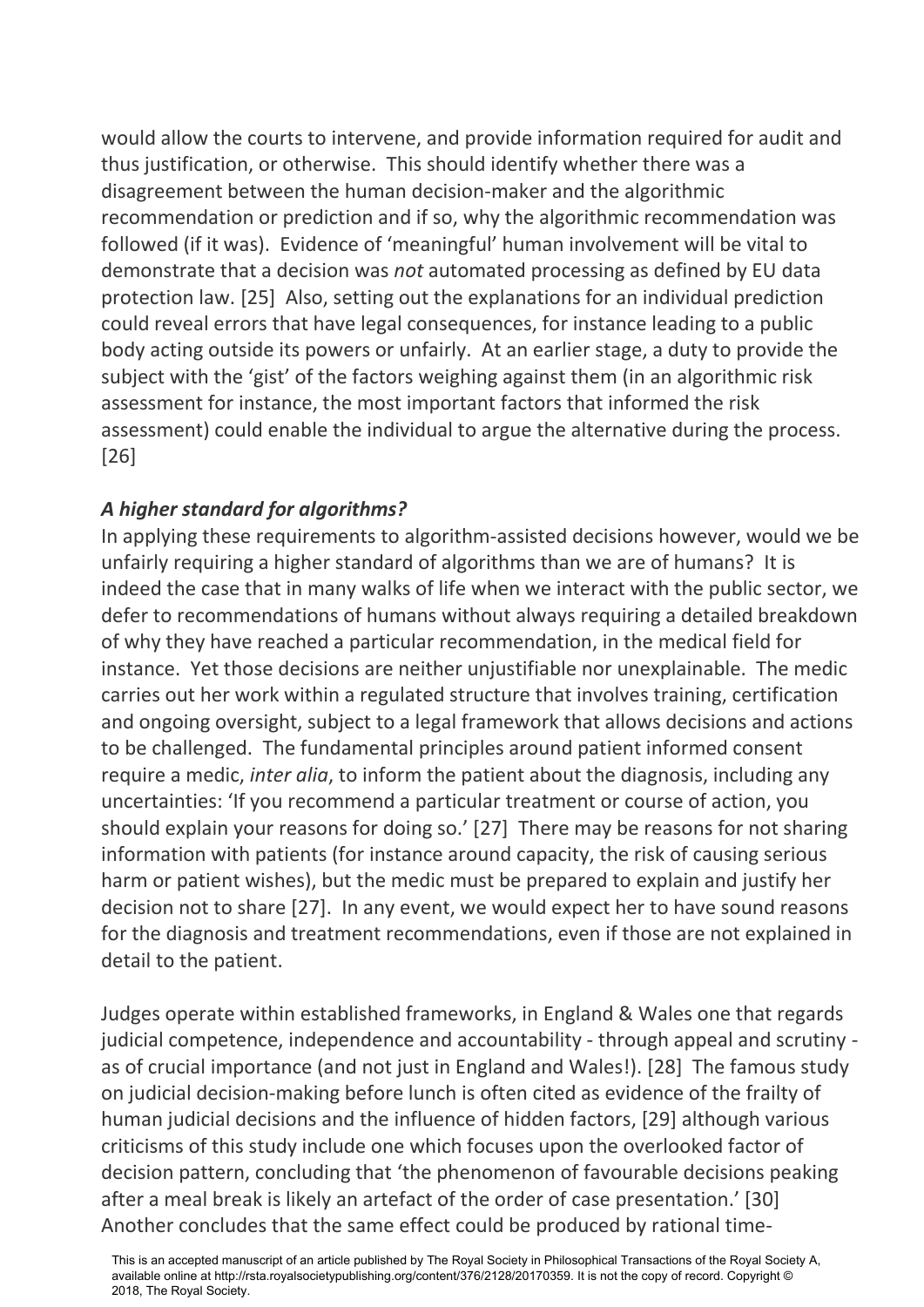would allow the courts to intervene, and provide information required for audit and thus justification, or otherwise. This should identify whether there was a disagreement between the human decision-maker and the algorithmic recommendation or prediction and if so, why the algorithmic recommendation was followed (if it was). Evidence of 'meaningful' human involvement will be vital to demonstrate that a decision was *not* automated processing as defined by EU data protection law. [25] Also, setting out the explanations for an individual prediction could reveal errors that have legal consequences, for instance leading to a public body acting outside its powers or unfairly. At an earlier stage, a duty to provide the subject with the 'gist' of the factors weighing against them (in an algorithmic risk assessment for instance, the most important factors that informed the risk assessment) could enable the individual to argue the alternative during the process. [26]

***A higher standard for algorithms?***

In applying these requirements to algorithm-assisted decisions however, would we be unfairly requiring a higher standard of algorithms than we are of humans? It is indeed the case that in many walks of life when we interact with the public sector, we defer to recommendations of humans without always requiring a detailed breakdown of why they have reached a particular recommendation, in the medical field for instance. Yet those decisions are neither unjustifiable nor unexplainable. The medic carries out her work within a regulated structure that involves training, certification and ongoing oversight, subject to a legal framework that allows decisions and actions to be challenged. The fundamental principles around patient informed consent require a medic, *inter alia*, to inform the patient about the diagnosis, including any uncertainties: 'If you recommend a particular treatment or course of action, you should explain your reasons for doing so.' [27] There may be reasons for not sharing information with patients (for instance around capacity, the risk of causing serious harm or patient wishes), but the medic must be prepared to explain and justify her decision not to share [27]. In any event, we would expect her to have sound reasons for the diagnosis and treatment recommendations, even if those are not explained in detail to the patient.

Judges operate within established frameworks, in England & Wales one that regards judicial competence, independence and accountability - through appeal and scrutiny - as of crucial importance (and not just in England and Wales!). [28] The famous study on judicial decision-making before lunch is often cited as evidence of the frailty of human judicial decisions and the influence of hidden factors, [29] although various criticisms of this study include one which focuses upon the overlooked factor of decision pattern, concluding that 'the phenomenon of favourable decisions peaking after a meal break is likely an artefact of the order of case presentation.' [30] Another concludes that the same effect could be produced by rational time-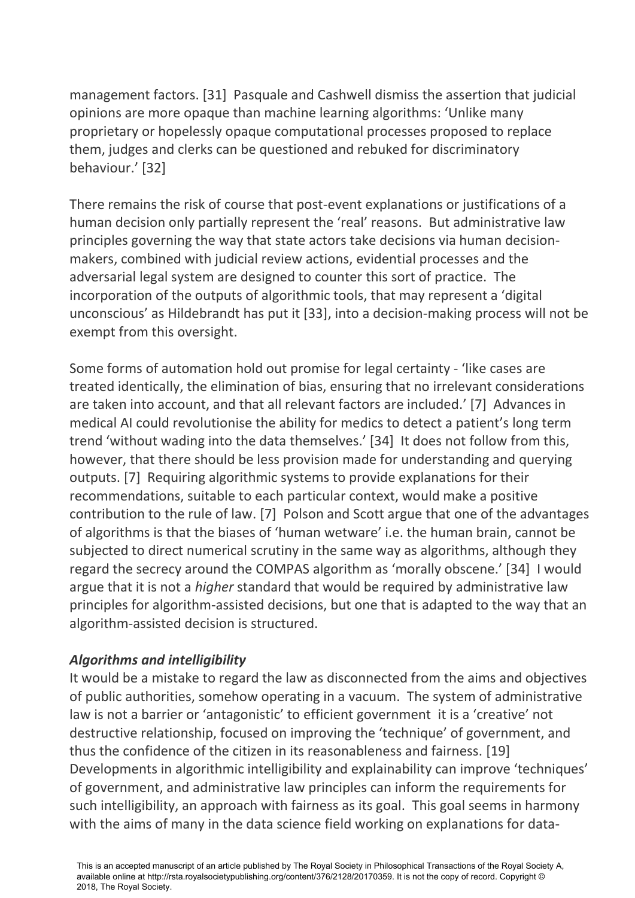management factors. [31] Pasquale and Cashwell dismiss the assertion that judicial opinions are more opaque than machine learning algorithms: 'Unlike many proprietary or hopelessly opaque computational processes proposed to replace them, judges and clerks can be questioned and rebuked for discriminatory behaviour.' [32]

There remains the risk of course that post-event explanations or justifications of a human decision only partially represent the 'real' reasons. But administrative law principles governing the way that state actors take decisions via human decision-makers, combined with judicial review actions, evidential processes and the adversarial legal system are designed to counter this sort of practice. The incorporation of the outputs of algorithmic tools, that may represent a 'digital unconscious' as Hildebrandt has put it [33], into a decision-making process will not be exempt from this oversight.

Some forms of automation hold out promise for legal certainty - 'like cases are treated identically, the elimination of bias, ensuring that no irrelevant considerations are taken into account, and that all relevant factors are included.' [7] Advances in medical AI could revolutionise the ability for medics to detect a patient's long term trend 'without wading into the data themselves.' [34] It does not follow from this, however, that there should be less provision made for understanding and querying outputs. [7] Requiring algorithmic systems to provide explanations for their recommendations, suitable to each particular context, would make a positive contribution to the rule of law. [7] Polson and Scott argue that one of the advantages of algorithms is that the biases of 'human wetware' i.e. the human brain, cannot be subjected to direct numerical scrutiny in the same way as algorithms, although they regard the secrecy around the COMPAS algorithm as 'morally obscene.' [34] I would argue that it is not a *higher* standard that would be required by administrative law principles for algorithm-assisted decisions, but one that is adapted to the way that an algorithm-assisted decision is structured.

### *Algorithms and intelligibility*

It would be a mistake to regard the law as disconnected from the aims and objectives of public authorities, somehow operating in a vacuum. The system of administrative law is not a barrier or 'antagonistic' to efficient government it is a 'creative' not destructive relationship, focused on improving the 'technique' of government, and thus the confidence of the citizen in its reasonableness and fairness. [19] Developments in algorithmic intelligibility and explainability can improve 'techniques' of government, and administrative law principles can inform the requirements for such intelligibility, an approach with fairness as its goal. This goal seems in harmony with the aims of many in the data science field working on explanations for data-

This is an accepted manuscript of an article published by The Royal Society in Philosophical Transactions of the Royal Society A, available online at http://rsta.royalsocietypublishing.org/content/376/2128/20170359. It is not the copy of record. Copyright © 2018, The Royal Society.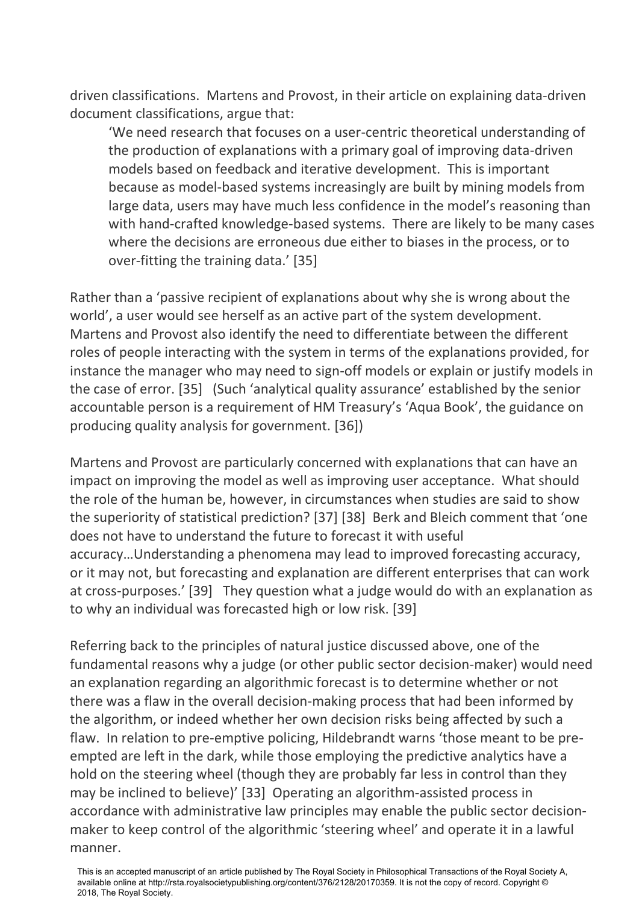driven classifications. Martens and Provost, in their article on explaining data-driven document classifications, argue that:

> 'We need research that focuses on a user-centric theoretical understanding of the production of explanations with a primary goal of improving data-driven models based on feedback and iterative development. This is important because as model-based systems increasingly are built by mining models from large data, users may have much less confidence in the model's reasoning than with hand-crafted knowledge-based systems. There are likely to be many cases where the decisions are erroneous due either to biases in the process, or to over-fitting the training data.' [35]

Rather than a 'passive recipient of explanations about why she is wrong about the world', a user would see herself as an active part of the system development. Martens and Provost also identify the need to differentiate between the different roles of people interacting with the system in terms of the explanations provided, for instance the manager who may need to sign-off models or explain or justify models in the case of error. [35] (Such 'analytical quality assurance' established by the senior accountable person is a requirement of HM Treasury's 'Aqua Book', the guidance on producing quality analysis for government. [36])

Martens and Provost are particularly concerned with explanations that can have an impact on improving the model as well as improving user acceptance. What should the role of the human be, however, in circumstances when studies are said to show the superiority of statistical prediction? [37] [38] Berk and Bleich comment that 'one does not have to understand the future to forecast it with useful accuracy…Understanding a phenomena may lead to improved forecasting accuracy, or it may not, but forecasting and explanation are different enterprises that can work at cross-purposes.' [39] They question what a judge would do with an explanation as to why an individual was forecasted high or low risk. [39]

Referring back to the principles of natural justice discussed above, one of the fundamental reasons why a judge (or other public sector decision-maker) would need an explanation regarding an algorithmic forecast is to determine whether or not there was a flaw in the overall decision-making process that had been informed by the algorithm, or indeed whether her own decision risks being affected by such a flaw. In relation to pre-emptive policing, Hildebrandt warns 'those meant to be pre-empted are left in the dark, while those employing the predictive analytics have a hold on the steering wheel (though they are probably far less in control than they may be inclined to believe)' [33] Operating an algorithm-assisted process in accordance with administrative law principles may enable the public sector decision-maker to keep control of the algorithmic 'steering wheel' and operate it in a lawful manner.

This is an accepted manuscript of an article published by The Royal Society in Philosophical Transactions of the Royal Society A, available online at http://rsta.royalsocietypublishing.org/content/376/2128/20170359. It is not the copy of record. Copyright © 2018, The Royal Society.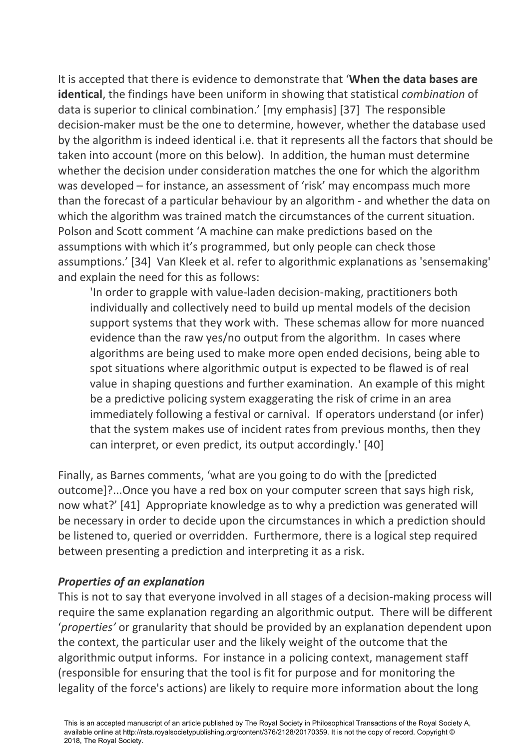It is accepted that there is evidence to demonstrate that '**When the data bases are identical**, the findings have been uniform in showing that statistical *combination* of data is superior to clinical combination.' [my emphasis] [37] The responsible decision-maker must be the one to determine, however, whether the database used by the algorithm is indeed identical i.e. that it represents all the factors that should be taken into account (more on this below). In addition, the human must determine whether the decision under consideration matches the one for which the algorithm was developed – for instance, an assessment of 'risk' may encompass much more than the forecast of a particular behaviour by an algorithm - and whether the data on which the algorithm was trained match the circumstances of the current situation. Polson and Scott comment 'A machine can make predictions based on the assumptions with which it's programmed, but only people can check those assumptions.' [34] Van Kleek et al. refer to algorithmic explanations as 'sensemaking' and explain the need for this as follows:

> 'In order to grapple with value-laden decision-making, practitioners both individually and collectively need to build up mental models of the decision support systems that they work with. These schemas allow for more nuanced evidence than the raw yes/no output from the algorithm. In cases where algorithms are being used to make more open ended decisions, being able to spot situations where algorithmic output is expected to be flawed is of real value in shaping questions and further examination. An example of this might be a predictive policing system exaggerating the risk of crime in an area immediately following a festival or carnival. If operators understand (or infer) that the system makes use of incident rates from previous months, then they can interpret, or even predict, its output accordingly.' [40]

Finally, as Barnes comments, 'what are you going to do with the [predicted outcome]?...Once you have a red box on your computer screen that says high risk, now what?' [41] Appropriate knowledge as to why a prediction was generated will be necessary in order to decide upon the circumstances in which a prediction should be listened to, queried or overridden. Furthermore, there is a logical step required between presenting a prediction and interpreting it as a risk.

### *Properties of an explanation*

This is not to say that everyone involved in all stages of a decision-making process will require the same explanation regarding an algorithmic output. There will be different '*properties'* or granularity that should be provided by an explanation dependent upon the context, the particular user and the likely weight of the outcome that the algorithmic output informs. For instance in a policing context, management staff (responsible for ensuring that the tool is fit for purpose and for monitoring the legality of the force's actions) are likely to require more information about the long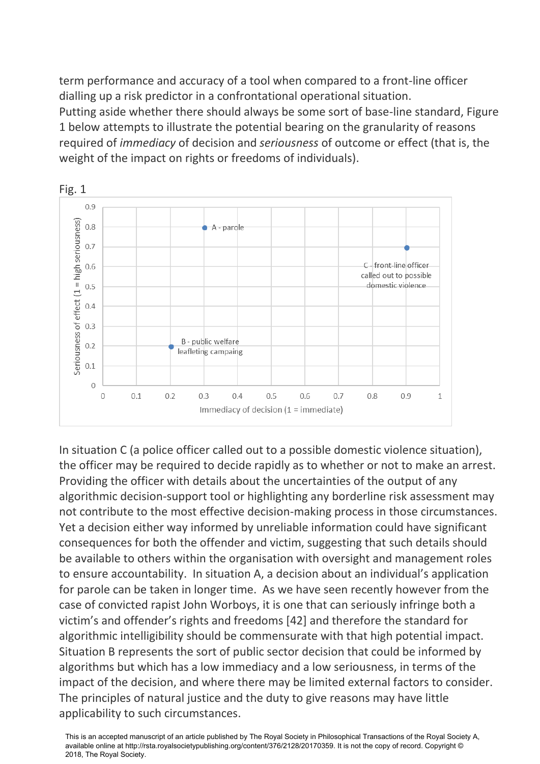term performance and accuracy of a tool when compared to a front-line officer dialling up a risk predictor in a confrontational operational situation.

Putting aside whether there should always be some sort of base-line standard, Figure 1 below attempts to illustrate the potential bearing on the granularity of reasons required of *immediacy* of decision and *seriousness* of outcome or effect (that is, the weight of the impact on rights or freedoms of individuals).

Fig. 1

In situation C (a police officer called out to a possible domestic violence situation), the officer may be required to decide rapidly as to whether or not to make an arrest. Providing the officer with details about the uncertainties of the output of any algorithmic decision-support tool or highlighting any borderline risk assessment may not contribute to the most effective decision-making process in those circumstances. Yet a decision either way informed by unreliable information could have significant consequences for both the offender and victim, suggesting that such details should be available to others within the organisation with oversight and management roles to ensure accountability. In situation A, a decision about an individual's application for parole can be taken in longer time. As we have seen recently however from the case of convicted rapist John Worboys, it is one that can seriously infringe both a victim's and offender's rights and freedoms [42] and therefore the standard for algorithmic intelligibility should be commensurate with that high potential impact. Situation B represents the sort of public sector decision that could be informed by algorithms but which has a low immediacy and a low seriousness, in terms of the impact of the decision, and where there may be limited external factors to consider. The principles of natural justice and the duty to give reasons may have little applicability to such circumstances.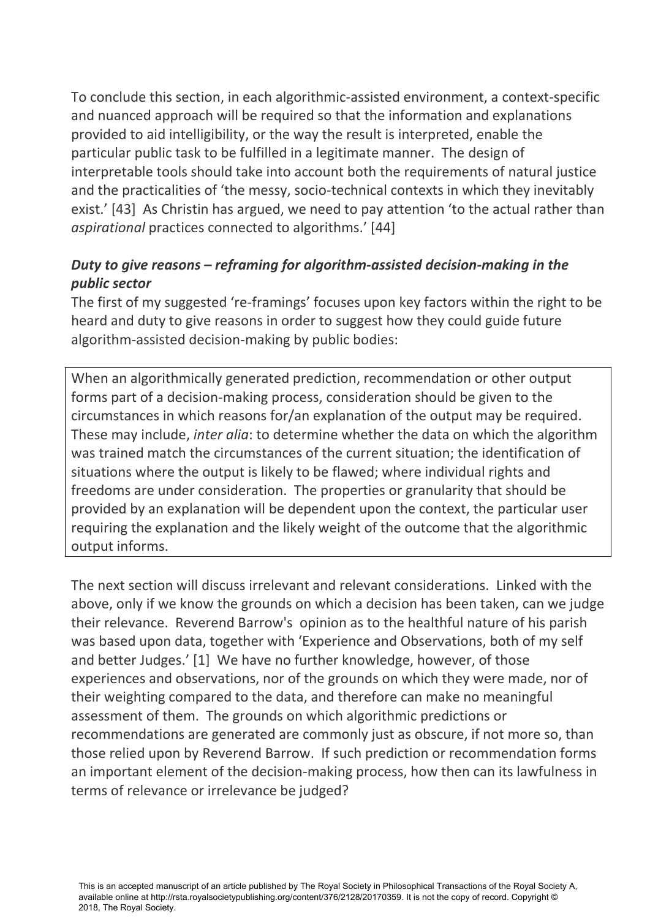To conclude this section, in each algorithmic-assisted environment, a context-specific and nuanced approach will be required so that the information and explanations provided to aid intelligibility, or the way the result is interpreted, enable the particular public task to be fulfilled in a legitimate manner. The design of interpretable tools should take into account both the requirements of natural justice and the practicalities of 'the messy, socio-technical contexts in which they inevitably exist.' [43] As Christin has argued, we need to pay attention 'to the actual rather than *aspirational* practices connected to algorithms.' [44]

***Duty to give reasons – reframing for algorithm-assisted decision-making in the public sector***

The first of my suggested 're-framings' focuses upon key factors within the right to be heard and duty to give reasons in order to suggest how they could guide future algorithm-assisted decision-making by public bodies:

> When an algorithmically generated prediction, recommendation or other output forms part of a decision-making process, consideration should be given to the circumstances in which reasons for/an explanation of the output may be required. These may include, *inter alia*: to determine whether the data on which the algorithm was trained match the circumstances of the current situation; the identification of situations where the output is likely to be flawed; where individual rights and freedoms are under consideration. The properties or granularity that should be provided by an explanation will be dependent upon the context, the particular user requiring the explanation and the likely weight of the outcome that the algorithmic output informs.

The next section will discuss irrelevant and relevant considerations. Linked with the above, only if we know the grounds on which a decision has been taken, can we judge their relevance. Reverend Barrow's opinion as to the healthful nature of his parish was based upon data, together with 'Experience and Observations, both of my self and better Judges.' [1] We have no further knowledge, however, of those experiences and observations, nor of the grounds on which they were made, nor of their weighting compared to the data, and therefore can make no meaningful assessment of them. The grounds on which algorithmic predictions or recommendations are generated are commonly just as obscure, if not more so, than those relied upon by Reverend Barrow. If such prediction or recommendation forms an important element of the decision-making process, how then can its lawfulness in terms of relevance or irrelevance be judged?

This is an accepted manuscript of an article published by The Royal Society in Philosophical Transactions of the Royal Society A, available online at http://rsta.royalsocietypublishing.org/content/376/2128/20170359. It is not the copy of record. Copyright © 2018, The Royal Society.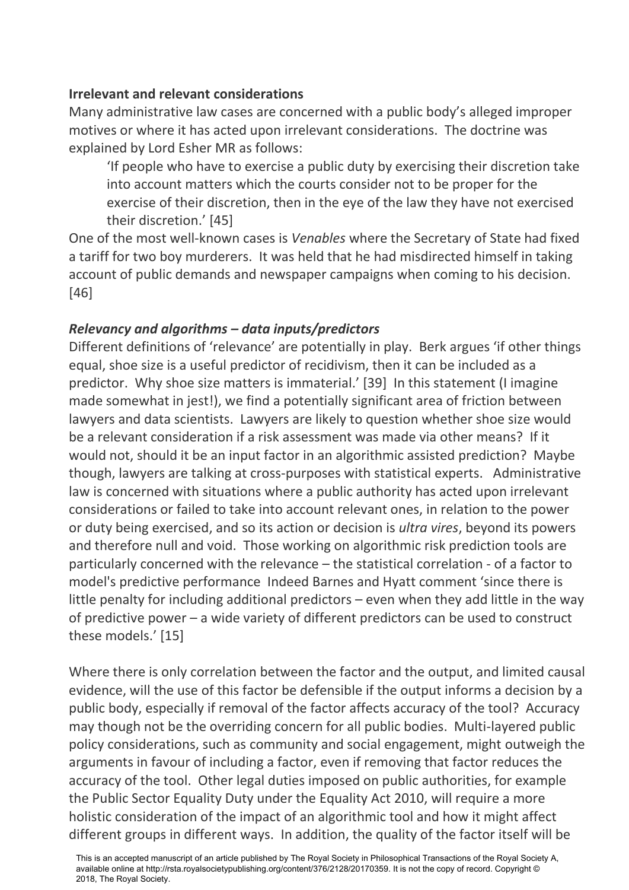**Irrelevant and relevant considerations**

Many administrative law cases are concerned with a public body's alleged improper motives or where it has acted upon irrelevant considerations. The doctrine was explained by Lord Esher MR as follows:

> 'If people who have to exercise a public duty by exercising their discretion take into account matters which the courts consider not to be proper for the exercise of their discretion, then in the eye of the law they have not exercised their discretion.' [45]

One of the most well-known cases is *Venables* where the Secretary of State had fixed a tariff for two boy murderers. It was held that he had misdirected himself in taking account of public demands and newspaper campaigns when coming to his decision. [46]

***Relevancy and algorithms – data inputs/predictors***

Different definitions of 'relevance' are potentially in play. Berk argues 'if other things equal, shoe size is a useful predictor of recidivism, then it can be included as a predictor. Why shoe size matters is immaterial.' [39] In this statement (I imagine made somewhat in jest!), we find a potentially significant area of friction between lawyers and data scientists. Lawyers are likely to question whether shoe size would be a relevant consideration if a risk assessment was made via other means? If it would not, should it be an input factor in an algorithmic assisted prediction? Maybe though, lawyers are talking at cross-purposes with statistical experts. Administrative law is concerned with situations where a public authority has acted upon irrelevant considerations or failed to take into account relevant ones, in relation to the power or duty being exercised, and so its action or decision is *ultra vires*, beyond its powers and therefore null and void. Those working on algorithmic risk prediction tools are particularly concerned with the relevance – the statistical correlation - of a factor to model's predictive performance Indeed Barnes and Hyatt comment 'since there is little penalty for including additional predictors – even when they add little in the way of predictive power – a wide variety of different predictors can be used to construct these models.' [15]

Where there is only correlation between the factor and the output, and limited causal evidence, will the use of this factor be defensible if the output informs a decision by a public body, especially if removal of the factor affects accuracy of the tool? Accuracy may though not be the overriding concern for all public bodies. Multi-layered public policy considerations, such as community and social engagement, might outweigh the arguments in favour of including a factor, even if removing that factor reduces the accuracy of the tool. Other legal duties imposed on public authorities, for example the Public Sector Equality Duty under the Equality Act 2010, will require a more holistic consideration of the impact of an algorithmic tool and how it might affect different groups in different ways. In addition, the quality of the factor itself will be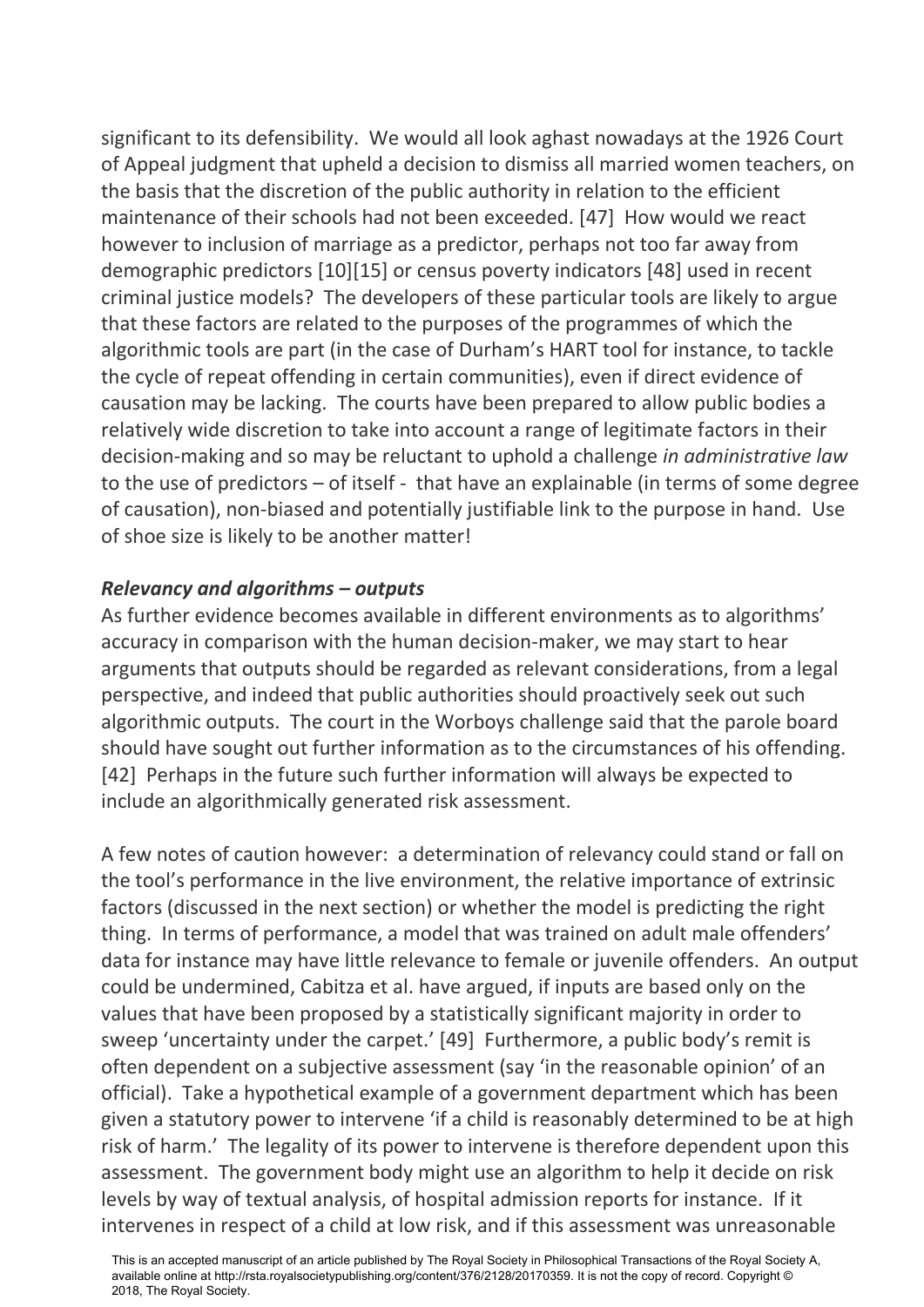significant to its defensibility. We would all look aghast nowadays at the 1926 Court of Appeal judgment that upheld a decision to dismiss all married women teachers, on the basis that the discretion of the public authority in relation to the efficient maintenance of their schools had not been exceeded. [47] How would we react however to inclusion of marriage as a predictor, perhaps not too far away from demographic predictors [10][15] or census poverty indicators [48] used in recent criminal justice models? The developers of these particular tools are likely to argue that these factors are related to the purposes of the programmes of which the algorithmic tools are part (in the case of Durham's HART tool for instance, to tackle the cycle of repeat offending in certain communities), even if direct evidence of causation may be lacking. The courts have been prepared to allow public bodies a relatively wide discretion to take into account a range of legitimate factors in their decision-making and so may be reluctant to uphold a challenge *in administrative law* to the use of predictors – of itself - that have an explainable (in terms of some degree of causation), non-biased and potentially justifiable link to the purpose in hand. Use of shoe size is likely to be another matter!

***Relevancy and algorithms – outputs***

As further evidence becomes available in different environments as to algorithms' accuracy in comparison with the human decision-maker, we may start to hear arguments that outputs should be regarded as relevant considerations, from a legal perspective, and indeed that public authorities should proactively seek out such algorithmic outputs. The court in the Worboys challenge said that the parole board should have sought out further information as to the circumstances of his offending. [42] Perhaps in the future such further information will always be expected to include an algorithmically generated risk assessment.

A few notes of caution however: a determination of relevancy could stand or fall on the tool's performance in the live environment, the relative importance of extrinsic factors (discussed in the next section) or whether the model is predicting the right thing. In terms of performance, a model that was trained on adult male offenders' data for instance may have little relevance to female or juvenile offenders. An output could be undermined, Cabitza et al. have argued, if inputs are based only on the values that have been proposed by a statistically significant majority in order to sweep 'uncertainty under the carpet.' [49] Furthermore, a public body's remit is often dependent on a subjective assessment (say 'in the reasonable opinion' of an official). Take a hypothetical example of a government department which has been given a statutory power to intervene 'if a child is reasonably determined to be at high risk of harm.' The legality of its power to intervene is therefore dependent upon this assessment. The government body might use an algorithm to help it decide on risk levels by way of textual analysis, of hospital admission reports for instance. If it intervenes in respect of a child at low risk, and if this assessment was unreasonable

This is an accepted manuscript of an article published by The Royal Society in Philosophical Transactions of the Royal Society A, available online at http://rsta.royalsocietypublishing.org/content/376/2128/20170359. It is not the copy of record. Copyright © 2018, The Royal Society.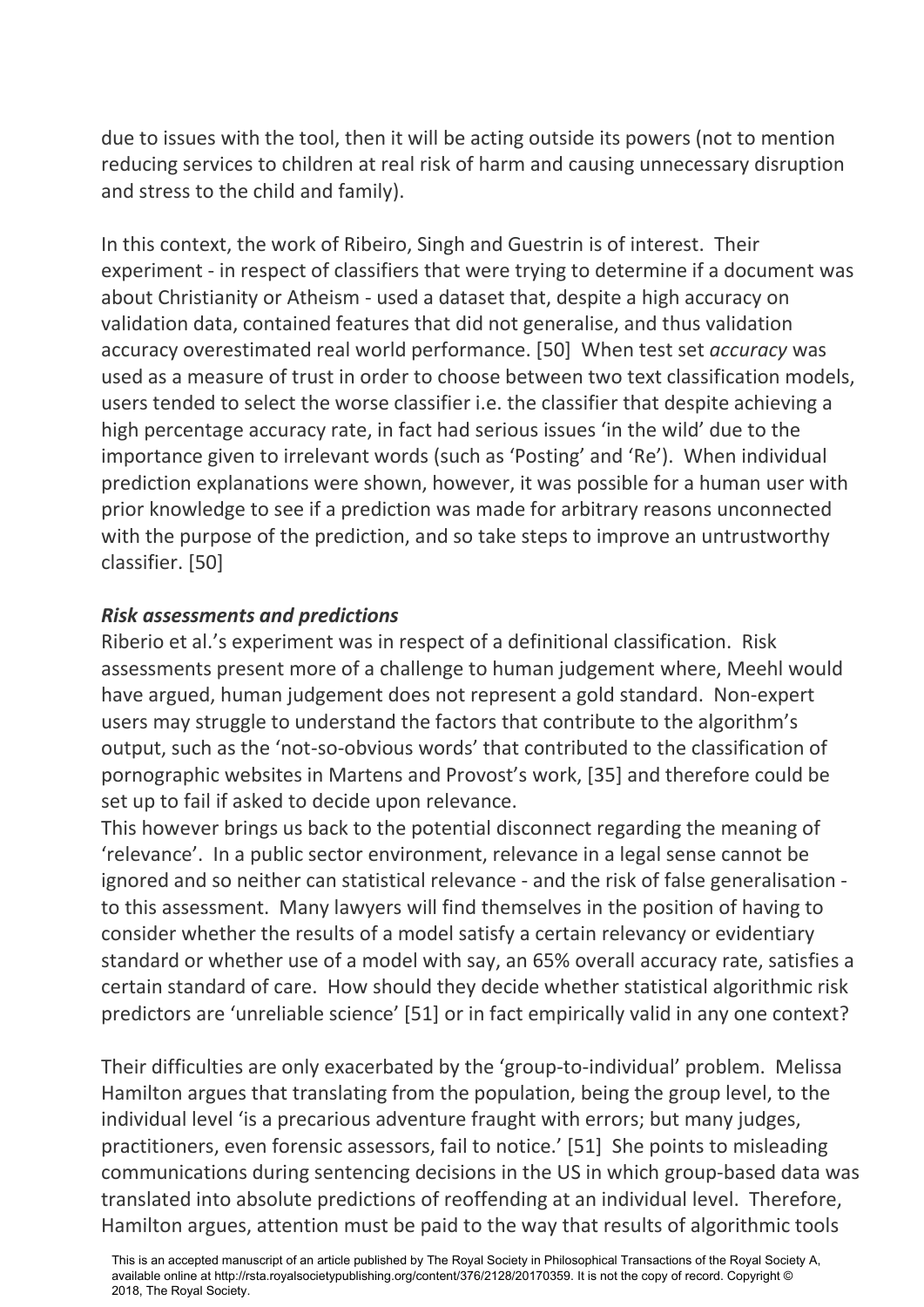due to issues with the tool, then it will be acting outside its powers (not to mention reducing services to children at real risk of harm and causing unnecessary disruption and stress to the child and family).

In this context, the work of Ribeiro, Singh and Guestrin is of interest. Their experiment - in respect of classifiers that were trying to determine if a document was about Christianity or Atheism - used a dataset that, despite a high accuracy on validation data, contained features that did not generalise, and thus validation accuracy overestimated real world performance. [50] When test set *accuracy* was used as a measure of trust in order to choose between two text classification models, users tended to select the worse classifier i.e. the classifier that despite achieving a high percentage accuracy rate, in fact had serious issues 'in the wild' due to the importance given to irrelevant words (such as 'Posting' and 'Re'). When individual prediction explanations were shown, however, it was possible for a human user with prior knowledge to see if a prediction was made for arbitrary reasons unconnected with the purpose of the prediction, and so take steps to improve an untrustworthy classifier. [50]

***Risk assessments and predictions***

Riberio et al.'s experiment was in respect of a definitional classification. Risk assessments present more of a challenge to human judgement where, Meehl would have argued, human judgement does not represent a gold standard. Non-expert users may struggle to understand the factors that contribute to the algorithm's output, such as the 'not-so-obvious words' that contributed to the classification of pornographic websites in Martens and Provost's work, [35] and therefore could be set up to fail if asked to decide upon relevance.

This however brings us back to the potential disconnect regarding the meaning of 'relevance'. In a public sector environment, relevance in a legal sense cannot be ignored and so neither can statistical relevance - and the risk of false generalisation - to this assessment. Many lawyers will find themselves in the position of having to consider whether the results of a model satisfy a certain relevancy or evidentiary standard or whether use of a model with say, an 65% overall accuracy rate, satisfies a certain standard of care. How should they decide whether statistical algorithmic risk predictors are 'unreliable science' [51] or in fact empirically valid in any one context?

Their difficulties are only exacerbated by the 'group-to-individual' problem. Melissa Hamilton argues that translating from the population, being the group level, to the individual level 'is a precarious adventure fraught with errors; but many judges, practitioners, even forensic assessors, fail to notice.' [51] She points to misleading communications during sentencing decisions in the US in which group-based data was translated into absolute predictions of reoffending at an individual level. Therefore, Hamilton argues, attention must be paid to the way that results of algorithmic tools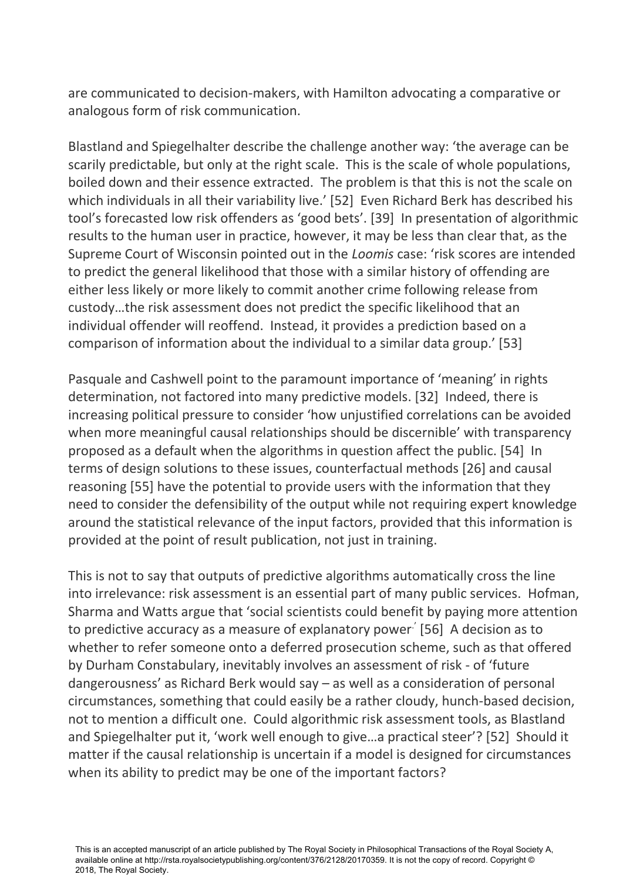are communicated to decision-makers, with Hamilton advocating a comparative or analogous form of risk communication.

Blastland and Spiegelhalter describe the challenge another way: 'the average can be scarily predictable, but only at the right scale. This is the scale of whole populations, boiled down and their essence extracted. The problem is that this is not the scale on which individuals in all their variability live.' [52] Even Richard Berk has described his tool's forecasted low risk offenders as 'good bets'. [39] In presentation of algorithmic results to the human user in practice, however, it may be less than clear that, as the Supreme Court of Wisconsin pointed out in the *Loomis* case: 'risk scores are intended to predict the general likelihood that those with a similar history of offending are either less likely or more likely to commit another crime following release from custody…the risk assessment does not predict the specific likelihood that an individual offender will reoffend. Instead, it provides a prediction based on a comparison of information about the individual to a similar data group.' [53]

Pasquale and Cashwell point to the paramount importance of 'meaning' in rights determination, not factored into many predictive models. [32] Indeed, there is increasing political pressure to consider 'how unjustified correlations can be avoided when more meaningful causal relationships should be discernible' with transparency proposed as a default when the algorithms in question affect the public. [54] In terms of design solutions to these issues, counterfactual methods [26] and causal reasoning [55] have the potential to provide users with the information that they need to consider the defensibility of the output while not requiring expert knowledge around the statistical relevance of the input factors, provided that this information is provided at the point of result publication, not just in training.

This is not to say that outputs of predictive algorithms automatically cross the line into irrelevance: risk assessment is an essential part of many public services. Hofman, Sharma and Watts argue that 'social scientists could benefit by paying more attention to predictive accuracy as a measure of explanatory power.' [56] A decision as to whether to refer someone onto a deferred prosecution scheme, such as that offered by Durham Constabulary, inevitably involves an assessment of risk - of 'future dangerousness' as Richard Berk would say – as well as a consideration of personal circumstances, something that could easily be a rather cloudy, hunch-based decision, not to mention a difficult one. Could algorithmic risk assessment tools, as Blastland and Spiegelhalter put it, 'work well enough to give…a practical steer'? [52] Should it matter if the causal relationship is uncertain if a model is designed for circumstances when its ability to predict may be one of the important factors?

This is an accepted manuscript of an article published by The Royal Society in Philosophical Transactions of the Royal Society A, available online at http://rsta.royalsocietypublishing.org/content/376/2128/20170359. It is not the copy of record. Copyright © 2018, The Royal Society.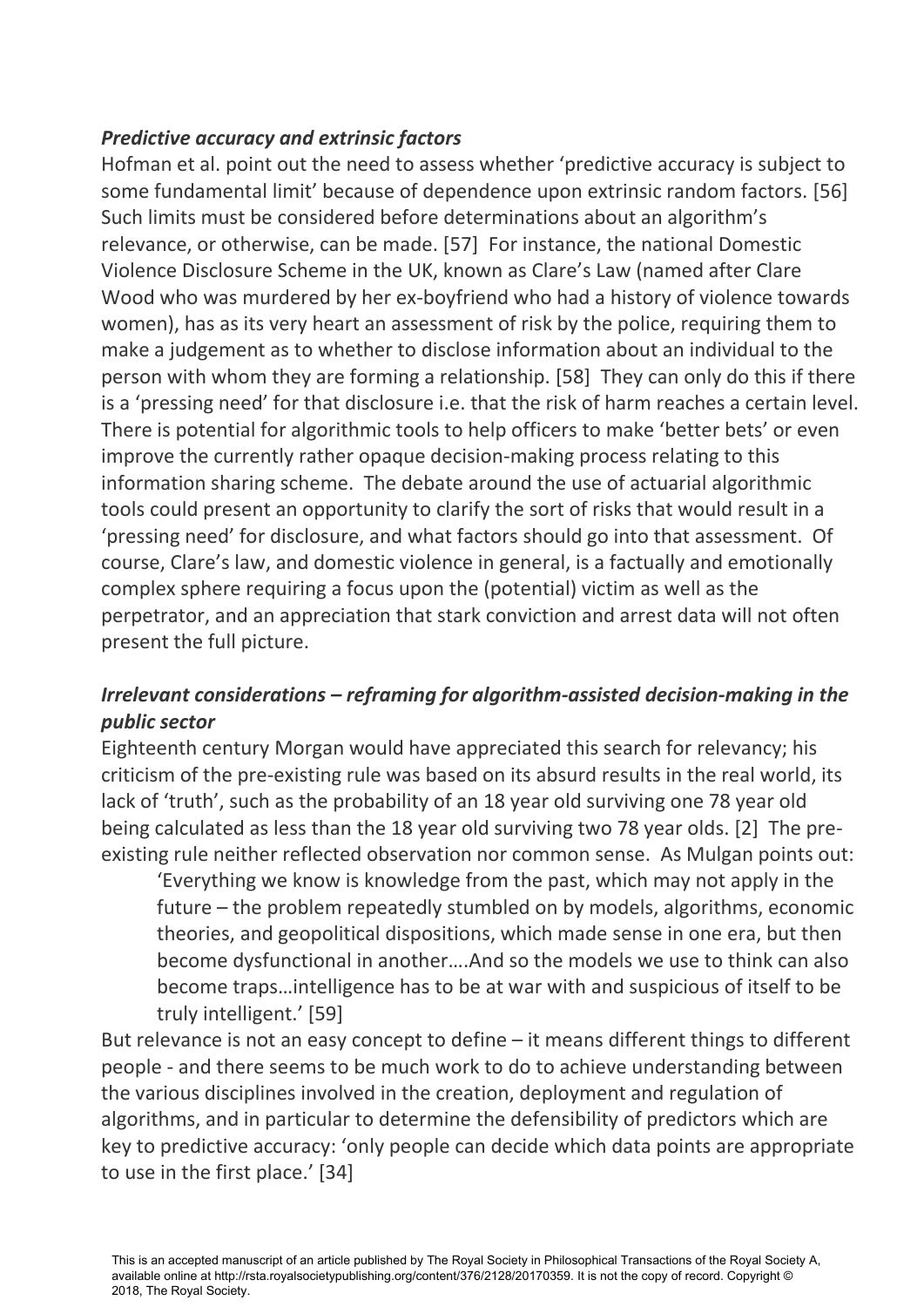***Predictive accuracy and extrinsic factors***

Hofman et al. point out the need to assess whether 'predictive accuracy is subject to some fundamental limit' because of dependence upon extrinsic random factors. [56] Such limits must be considered before determinations about an algorithm's relevance, or otherwise, can be made. [57] For instance, the national Domestic Violence Disclosure Scheme in the UK, known as Clare's Law (named after Clare Wood who was murdered by her ex-boyfriend who had a history of violence towards women), has as its very heart an assessment of risk by the police, requiring them to make a judgement as to whether to disclose information about an individual to the person with whom they are forming a relationship. [58] They can only do this if there is a 'pressing need' for that disclosure i.e. that the risk of harm reaches a certain level. There is potential for algorithmic tools to help officers to make 'better bets' or even improve the currently rather opaque decision-making process relating to this information sharing scheme. The debate around the use of actuarial algorithmic tools could present an opportunity to clarify the sort of risks that would result in a 'pressing need' for disclosure, and what factors should go into that assessment. Of course, Clare's law, and domestic violence in general, is a factually and emotionally complex sphere requiring a focus upon the (potential) victim as well as the perpetrator, and an appreciation that stark conviction and arrest data will not often present the full picture.

***Irrelevant considerations – reframing for algorithm-assisted decision-making in the public sector***

Eighteenth century Morgan would have appreciated this search for relevancy; his criticism of the pre-existing rule was based on its absurd results in the real world, its lack of 'truth', such as the probability of an 18 year old surviving one 78 year old being calculated as less than the 18 year old surviving two 78 year olds. [2] The pre-existing rule neither reflected observation nor common sense. As Mulgan points out:

> 'Everything we know is knowledge from the past, which may not apply in the future – the problem repeatedly stumbled on by models, algorithms, economic theories, and geopolitical dispositions, which made sense in one era, but then become dysfunctional in another….And so the models we use to think can also become traps…intelligence has to be at war with and suspicious of itself to be truly intelligent.' [59]

But relevance is not an easy concept to define – it means different things to different people - and there seems to be much work to do to achieve understanding between the various disciplines involved in the creation, deployment and regulation of algorithms, and in particular to determine the defensibility of predictors which are key to predictive accuracy: 'only people can decide which data points are appropriate to use in the first place.' [34]

This is an accepted manuscript of an article published by The Royal Society in Philosophical Transactions of the Royal Society A, available online at http://rsta.royalsocietypublishing.org/content/376/2128/20170359. It is not the copy of record. Copyright © 2018, The Royal Society.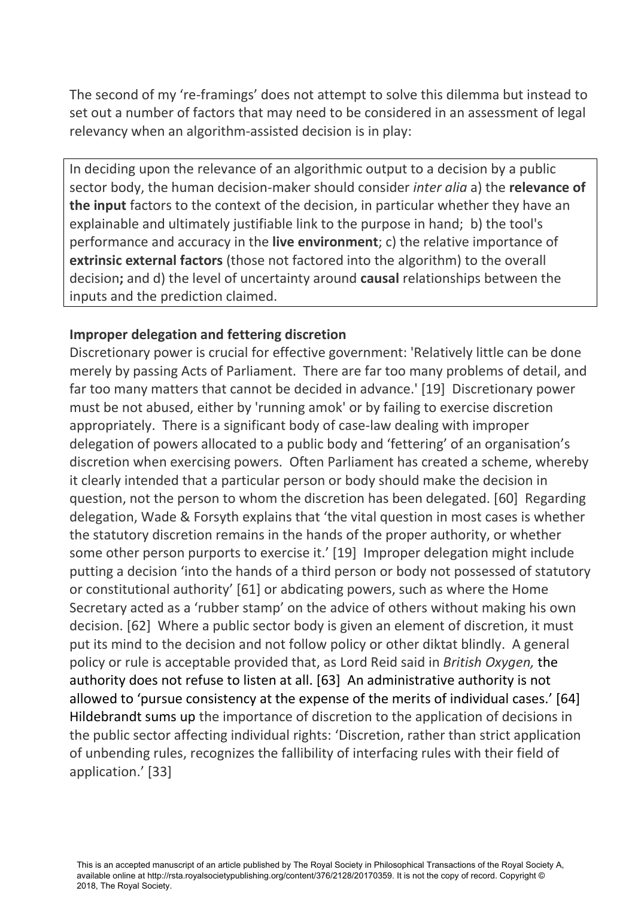The second of my 're-framings' does not attempt to solve this dilemma but instead to set out a number of factors that may need to be considered in an assessment of legal relevancy when an algorithm-assisted decision is in play:

> In deciding upon the relevance of an algorithmic output to a decision by a public sector body, the human decision-maker should consider *inter alia* a) the **relevance of the input** factors to the context of the decision, in particular whether they have an explainable and ultimately justifiable link to the purpose in hand; b) the tool's performance and accuracy in the **live environment**; c) the relative importance of **extrinsic external factors** (those not factored into the algorithm) to the overall decision**;** and d) the level of uncertainty around **causal** relationships between the inputs and the prediction claimed.

**Improper delegation and fettering discretion**

Discretionary power is crucial for effective government: 'Relatively little can be done merely by passing Acts of Parliament. There are far too many problems of detail, and far too many matters that cannot be decided in advance.' [19] Discretionary power must be not abused, either by 'running amok' or by failing to exercise discretion appropriately. There is a significant body of case-law dealing with improper delegation of powers allocated to a public body and 'fettering' of an organisation's discretion when exercising powers. Often Parliament has created a scheme, whereby it clearly intended that a particular person or body should make the decision in question, not the person to whom the discretion has been delegated. [60] Regarding delegation, Wade & Forsyth explains that 'the vital question in most cases is whether the statutory discretion remains in the hands of the proper authority, or whether some other person purports to exercise it.' [19] Improper delegation might include putting a decision 'into the hands of a third person or body not possessed of statutory or constitutional authority' [61] or abdicating powers, such as where the Home Secretary acted as a 'rubber stamp' on the advice of others without making his own decision. [62] Where a public sector body is given an element of discretion, it must put its mind to the decision and not follow policy or other diktat blindly. A general policy or rule is acceptable provided that, as Lord Reid said in *British Oxygen,* the authority does not refuse to listen at all. [63] An administrative authority is not allowed to 'pursue consistency at the expense of the merits of individual cases.' [64] Hildebrandt sums up the importance of discretion to the application of decisions in the public sector affecting individual rights: 'Discretion, rather than strict application of unbending rules, recognizes the fallibility of interfacing rules with their field of application.' [33]

This is an accepted manuscript of an article published by The Royal Society in Philosophical Transactions of the Royal Society A, available online at http://rsta.royalsocietypublishing.org/content/376/2128/20170359. It is not the copy of record. Copyright © 2018, The Royal Society.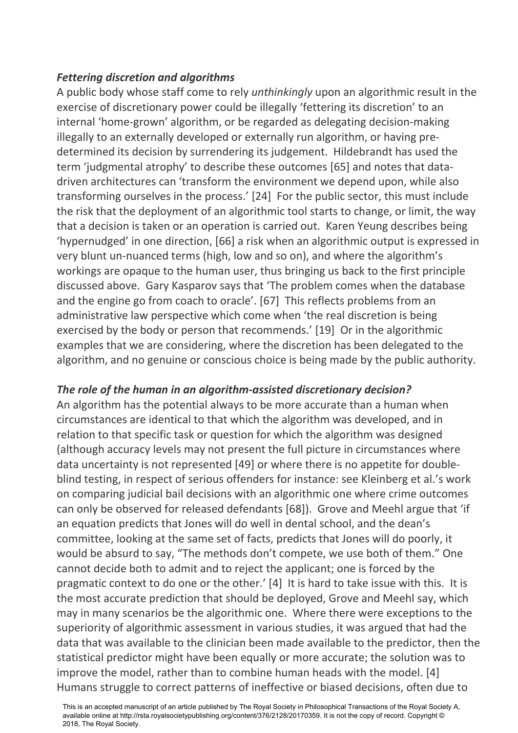### *Fettering discretion and algorithms*

A public body whose staff come to rely *unthinkingly* upon an algorithmic result in the exercise of discretionary power could be illegally 'fettering its discretion' to an internal 'home-grown' algorithm, or be regarded as delegating decision-making illegally to an externally developed or externally run algorithm, or having pre-determined its decision by surrendering its judgement. Hildebrandt has used the term 'judgmental atrophy' to describe these outcomes [65] and notes that data-driven architectures can 'transform the environment we depend upon, while also transforming ourselves in the process.' [24] For the public sector, this must include the risk that the deployment of an algorithmic tool starts to change, or limit, the way that a decision is taken or an operation is carried out. Karen Yeung describes being 'hypernudged' in one direction, [66] a risk when an algorithmic output is expressed in very blunt un-nuanced terms (high, low and so on), and where the algorithm's workings are opaque to the human user, thus bringing us back to the first principle discussed above. Gary Kasparov says that 'The problem comes when the database and the engine go from coach to oracle'. [67] This reflects problems from an administrative law perspective which come when 'the real discretion is being exercised by the body or person that recommends.' [19] Or in the algorithmic examples that we are considering, where the discretion has been delegated to the algorithm, and no genuine or conscious choice is being made by the public authority.

### *The role of the human in an algorithm-assisted discretionary decision?*

An algorithm has the potential always to be more accurate than a human when circumstances are identical to that which the algorithm was developed, and in relation to that specific task or question for which the algorithm was designed (although accuracy levels may not present the full picture in circumstances where data uncertainty is not represented [49] or where there is no appetite for double-blind testing, in respect of serious offenders for instance: see Kleinberg et al.'s work on comparing judicial bail decisions with an algorithmic one where crime outcomes can only be observed for released defendants [68]). Grove and Meehl argue that 'if an equation predicts that Jones will do well in dental school, and the dean's committee, looking at the same set of facts, predicts that Jones will do poorly, it would be absurd to say, "The methods don't compete, we use both of them." One cannot decide both to admit and to reject the applicant; one is forced by the pragmatic context to do one or the other.' [4] It is hard to take issue with this. It is the most accurate prediction that should be deployed, Grove and Meehl say, which may in many scenarios be the algorithmic one. Where there were exceptions to the superiority of algorithmic assessment in various studies, it was argued that had the data that was available to the clinician been made available to the predictor, then the statistical predictor might have been equally or more accurate; the solution was to improve the model, rather than to combine human heads with the model. [4] Humans struggle to correct patterns of ineffective or biased decisions, often due to

This is an accepted manuscript of an article published by The Royal Society in Philosophical Transactions of the Royal Society A, available online at http://rsta.royalsocietypublishing.org/content/376/2128/20170359. It is not the copy of record. Copyright © 2018, The Royal Society.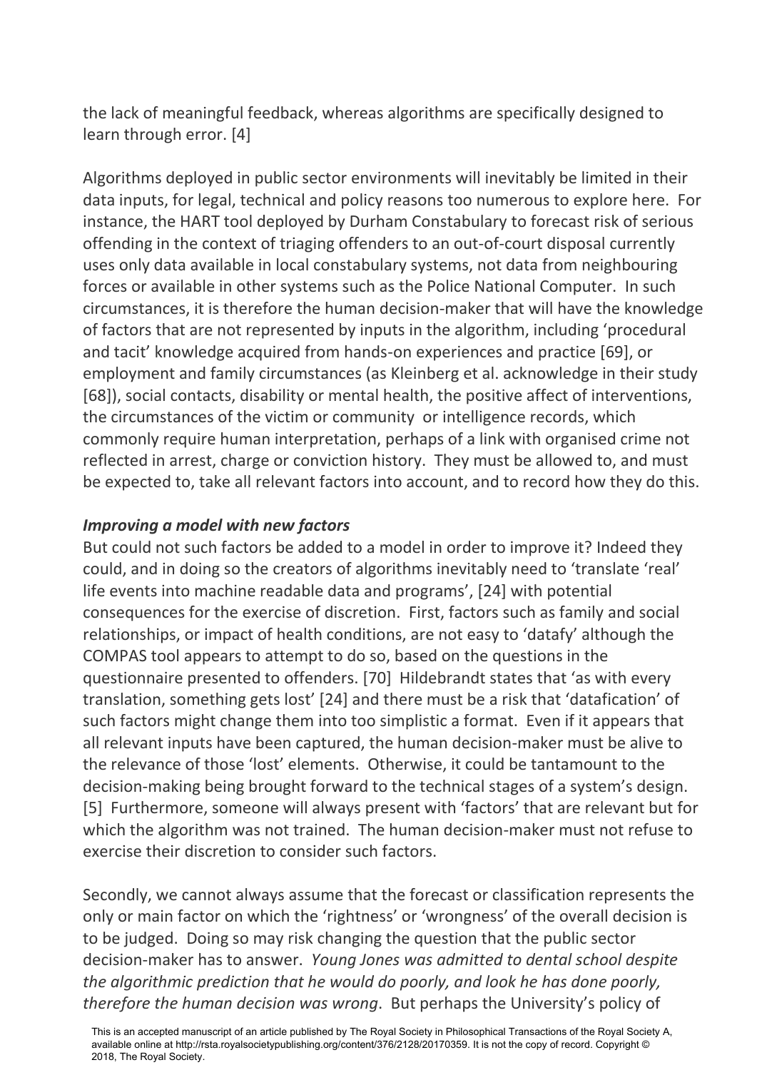the lack of meaningful feedback, whereas algorithms are specifically designed to learn through error. [4]

Algorithms deployed in public sector environments will inevitably be limited in their data inputs, for legal, technical and policy reasons too numerous to explore here. For instance, the HART tool deployed by Durham Constabulary to forecast risk of serious offending in the context of triaging offenders to an out-of-court disposal currently uses only data available in local constabulary systems, not data from neighbouring forces or available in other systems such as the Police National Computer. In such circumstances, it is therefore the human decision-maker that will have the knowledge of factors that are not represented by inputs in the algorithm, including 'procedural and tacit' knowledge acquired from hands-on experiences and practice [69], or employment and family circumstances (as Kleinberg et al. acknowledge in their study [68]), social contacts, disability or mental health, the positive affect of interventions, the circumstances of the victim or community or intelligence records, which commonly require human interpretation, perhaps of a link with organised crime not reflected in arrest, charge or conviction history. They must be allowed to, and must be expected to, take all relevant factors into account, and to record how they do this.

***Improving a model with new factors***

But could not such factors be added to a model in order to improve it? Indeed they could, and in doing so the creators of algorithms inevitably need to 'translate 'real' life events into machine readable data and programs', [24] with potential consequences for the exercise of discretion. First, factors such as family and social relationships, or impact of health conditions, are not easy to 'datafy' although the COMPAS tool appears to attempt to do so, based on the questions in the questionnaire presented to offenders. [70] Hildebrandt states that 'as with every translation, something gets lost' [24] and there must be a risk that 'datafication' of such factors might change them into too simplistic a format. Even if it appears that all relevant inputs have been captured, the human decision-maker must be alive to the relevance of those 'lost' elements. Otherwise, it could be tantamount to the decision-making being brought forward to the technical stages of a system's design. [5] Furthermore, someone will always present with 'factors' that are relevant but for which the algorithm was not trained. The human decision-maker must not refuse to exercise their discretion to consider such factors.

Secondly, we cannot always assume that the forecast or classification represents the only or main factor on which the 'rightness' or 'wrongness' of the overall decision is to be judged. Doing so may risk changing the question that the public sector decision-maker has to answer. *Young Jones was admitted to dental school despite the algorithmic prediction that he would do poorly, and look he has done poorly, therefore the human decision was wrong*. But perhaps the University's policy of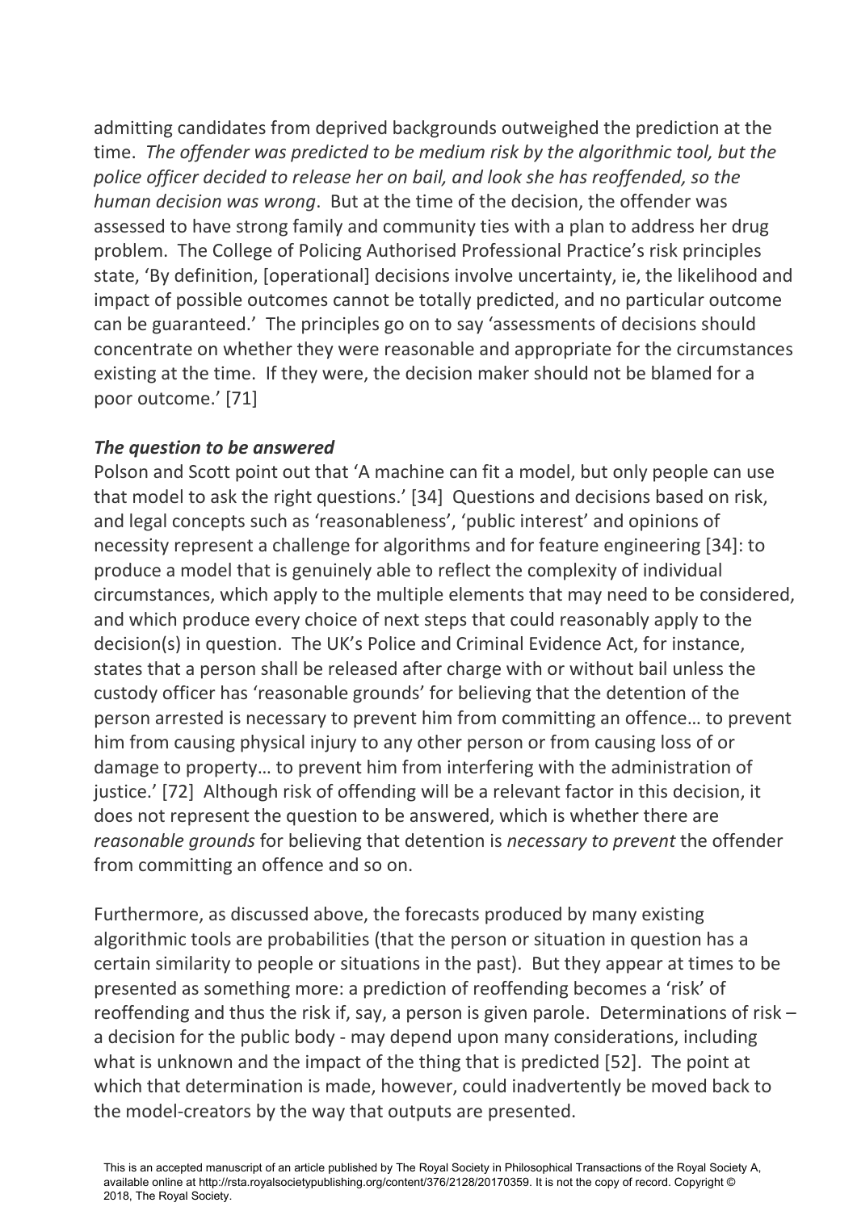admitting candidates from deprived backgrounds outweighed the prediction at the time. *The offender was predicted to be medium risk by the algorithmic tool, but the police officer decided to release her on bail, and look she has reoffended, so the human decision was wrong*. But at the time of the decision, the offender was assessed to have strong family and community ties with a plan to address her drug problem. The College of Policing Authorised Professional Practice's risk principles state, 'By definition, [operational] decisions involve uncertainty, ie, the likelihood and impact of possible outcomes cannot be totally predicted, and no particular outcome can be guaranteed.' The principles go on to say 'assessments of decisions should concentrate on whether they were reasonable and appropriate for the circumstances existing at the time. If they were, the decision maker should not be blamed for a poor outcome.' [71]

***The question to be answered***

Polson and Scott point out that 'A machine can fit a model, but only people can use that model to ask the right questions.' [34] Questions and decisions based on risk, and legal concepts such as 'reasonableness', 'public interest' and opinions of necessity represent a challenge for algorithms and for feature engineering [34]: to produce a model that is genuinely able to reflect the complexity of individual circumstances, which apply to the multiple elements that may need to be considered, and which produce every choice of next steps that could reasonably apply to the decision(s) in question. The UK's Police and Criminal Evidence Act, for instance, states that a person shall be released after charge with or without bail unless the custody officer has 'reasonable grounds' for believing that the detention of the person arrested is necessary to prevent him from committing an offence… to prevent him from causing physical injury to any other person or from causing loss of or damage to property… to prevent him from interfering with the administration of justice.' [72] Although risk of offending will be a relevant factor in this decision, it does not represent the question to be answered, which is whether there are *reasonable grounds* for believing that detention is *necessary to prevent* the offender from committing an offence and so on.

Furthermore, as discussed above, the forecasts produced by many existing algorithmic tools are probabilities (that the person or situation in question has a certain similarity to people or situations in the past). But they appear at times to be presented as something more: a prediction of reoffending becomes a 'risk' of reoffending and thus the risk if, say, a person is given parole. Determinations of risk – a decision for the public body - may depend upon many considerations, including what is unknown and the impact of the thing that is predicted [52]. The point at which that determination is made, however, could inadvertently be moved back to the model-creators by the way that outputs are presented.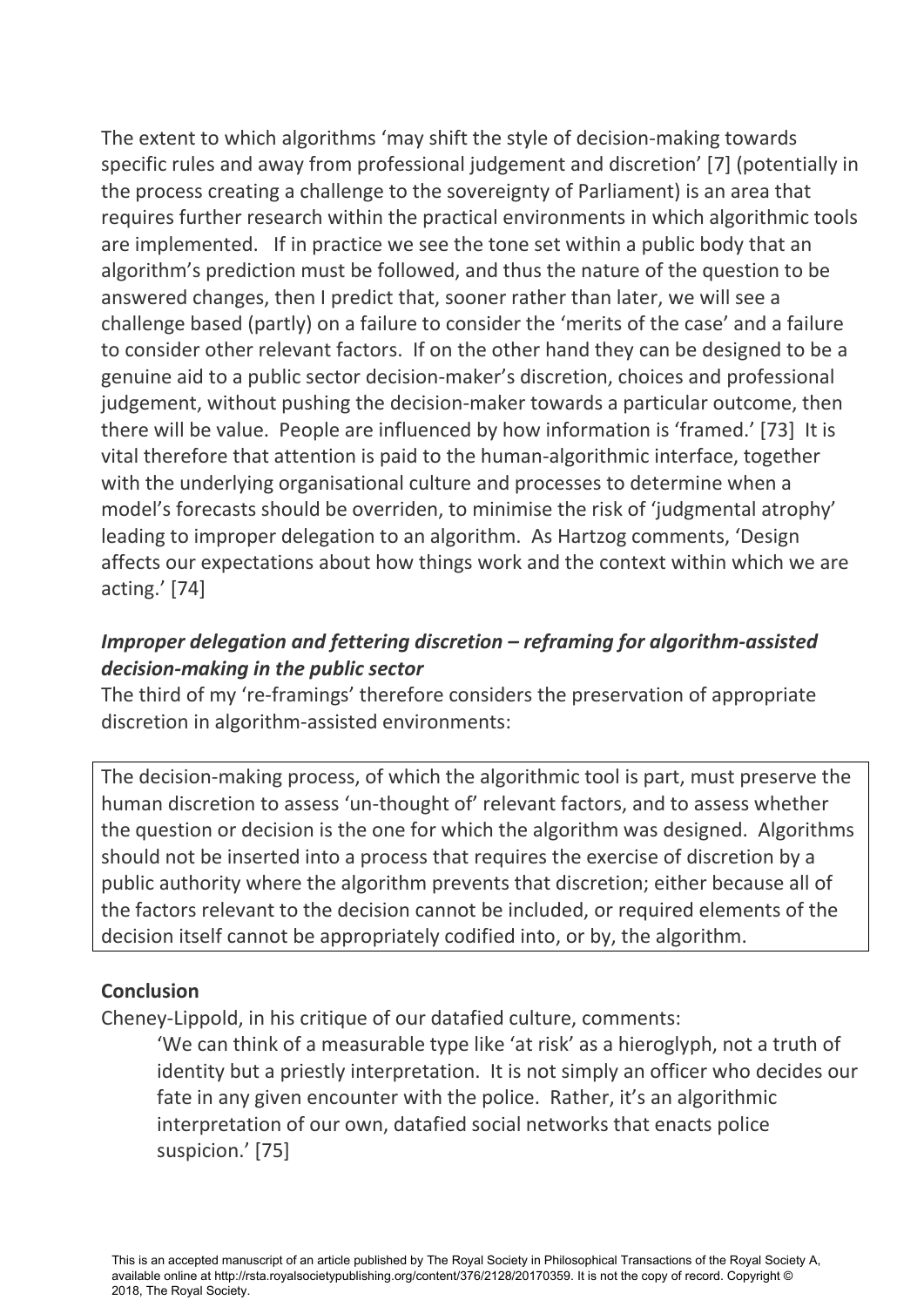The extent to which algorithms 'may shift the style of decision-making towards specific rules and away from professional judgement and discretion' [7] (potentially in the process creating a challenge to the sovereignty of Parliament) is an area that requires further research within the practical environments in which algorithmic tools are implemented. If in practice we see the tone set within a public body that an algorithm's prediction must be followed, and thus the nature of the question to be answered changes, then I predict that, sooner rather than later, we will see a challenge based (partly) on a failure to consider the 'merits of the case' and a failure to consider other relevant factors. If on the other hand they can be designed to be a genuine aid to a public sector decision-maker's discretion, choices and professional judgement, without pushing the decision-maker towards a particular outcome, then there will be value. People are influenced by how information is 'framed.' [73] It is vital therefore that attention is paid to the human-algorithmic interface, together with the underlying organisational culture and processes to determine when a model's forecasts should be overriden, to minimise the risk of 'judgmental atrophy' leading to improper delegation to an algorithm. As Hartzog comments, 'Design affects our expectations about how things work and the context within which we are acting.' [74]

### *Improper delegation and fettering discretion – reframing for algorithm-assisted decision-making in the public sector*

The third of my 're-framings' therefore considers the preservation of appropriate discretion in algorithm-assisted environments:

> The decision-making process, of which the algorithmic tool is part, must preserve the human discretion to assess 'un-thought of' relevant factors, and to assess whether the question or decision is the one for which the algorithm was designed. Algorithms should not be inserted into a process that requires the exercise of discretion by a public authority where the algorithm prevents that discretion; either because all of the factors relevant to the decision cannot be included, or required elements of the decision itself cannot be appropriately codified into, or by, the algorithm.

### **Conclusion**

Cheney-Lippold, in his critique of our datafied culture, comments:

> 'We can think of a measurable type like 'at risk' as a hieroglyph, not a truth of identity but a priestly interpretation. It is not simply an officer who decides our fate in any given encounter with the police. Rather, it's an algorithmic interpretation of our own, datafied social networks that enacts police suspicion.' [75]

This is an accepted manuscript of an article published by The Royal Society in Philosophical Transactions of the Royal Society A, available online at http://rsta.royalsocietypublishing.org/content/376/2128/20170359. It is not the copy of record. Copyright © 2018, The Royal Society.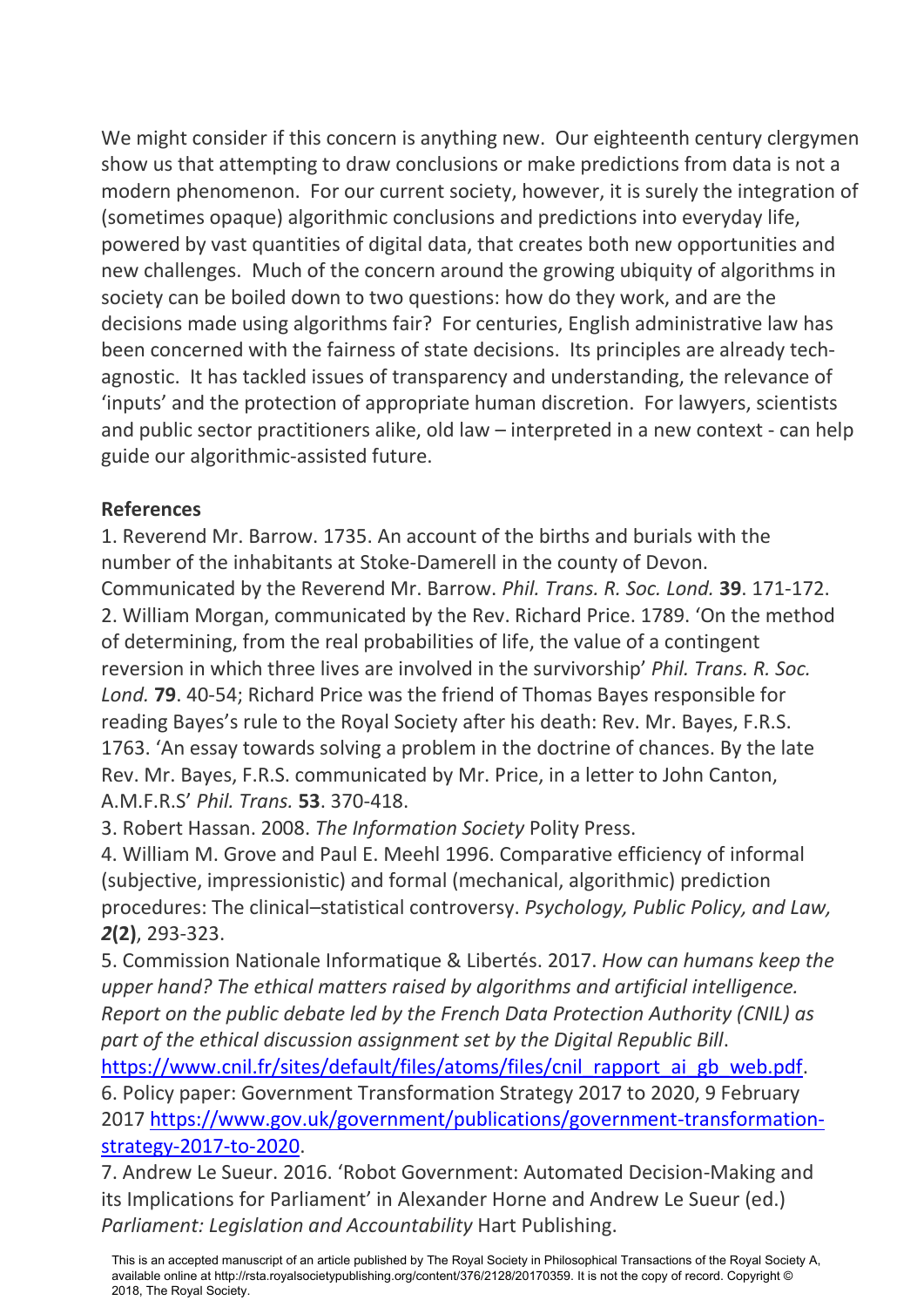We might consider if this concern is anything new. Our eighteenth century clergymen show us that attempting to draw conclusions or make predictions from data is not a modern phenomenon. For our current society, however, it is surely the integration of (sometimes opaque) algorithmic conclusions and predictions into everyday life, powered by vast quantities of digital data, that creates both new opportunities and new challenges. Much of the concern around the growing ubiquity of algorithms in society can be boiled down to two questions: how do they work, and are the decisions made using algorithms fair? For centuries, English administrative law has been concerned with the fairness of state decisions. Its principles are already tech-agnostic. It has tackled issues of transparency and understanding, the relevance of 'inputs' and the protection of appropriate human discretion. For lawyers, scientists and public sector practitioners alike, old law – interpreted in a new context - can help guide our algorithmic-assisted future.

**References**

1. Reverend Mr. Barrow. 1735. An account of the births and burials with the number of the inhabitants at Stoke-Damerell in the county of Devon. Communicated by the Reverend Mr. Barrow. *Phil. Trans. R. Soc. Lond.* **39**. 171-172.
2. William Morgan, communicated by the Rev. Richard Price. 1789. 'On the method of determining, from the real probabilities of life, the value of a contingent reversion in which three lives are involved in the survivorship' *Phil. Trans. R. Soc. Lond.* **79**. 40-54; Richard Price was the friend of Thomas Bayes responsible for reading Bayes's rule to the Royal Society after his death: Rev. Mr. Bayes, F.R.S. 1763. 'An essay towards solving a problem in the doctrine of chances. By the late Rev. Mr. Bayes, F.R.S. communicated by Mr. Price, in a letter to John Canton, A.M.F.R.S' *Phil. Trans.* **53**. 370-418.
3. Robert Hassan. 2008. *The Information Society* Polity Press.
4. William M. Grove and Paul E. Meehl 1996. Comparative efficiency of informal (subjective, impressionistic) and formal (mechanical, algorithmic) prediction procedures: The clinical–statistical controversy. *Psychology, Public Policy, and Law, 2***(2)**, 293-323.
5. Commission Nationale Informatique & Libertés. 2017. *How can humans keep the upper hand? The ethical matters raised by algorithms and artificial intelligence. Report on the public debate led by the French Data Protection Authority (CNIL) as part of the ethical discussion assignment set by the Digital Republic Bill*. https://www.cnil.fr/sites/default/files/atoms/files/cnil_rapport_ai_gb_web.pdf.
6. Policy paper: Government Transformation Strategy 2017 to 2020, 9 February 2017 https://www.gov.uk/government/publications/government-transformation-strategy-2017-to-2020.
7. Andrew Le Sueur. 2016. 'Robot Government: Automated Decision-Making and its Implications for Parliament' in Alexander Horne and Andrew Le Sueur (ed.) *Parliament: Legislation and Accountability* Hart Publishing.

This is an accepted manuscript of an article published by The Royal Society in Philosophical Transactions of the Royal Society A, available online at http://rsta.royalsocietypublishing.org/content/376/2128/20170359. It is not the copy of record. Copyright © 2018, The Royal Society.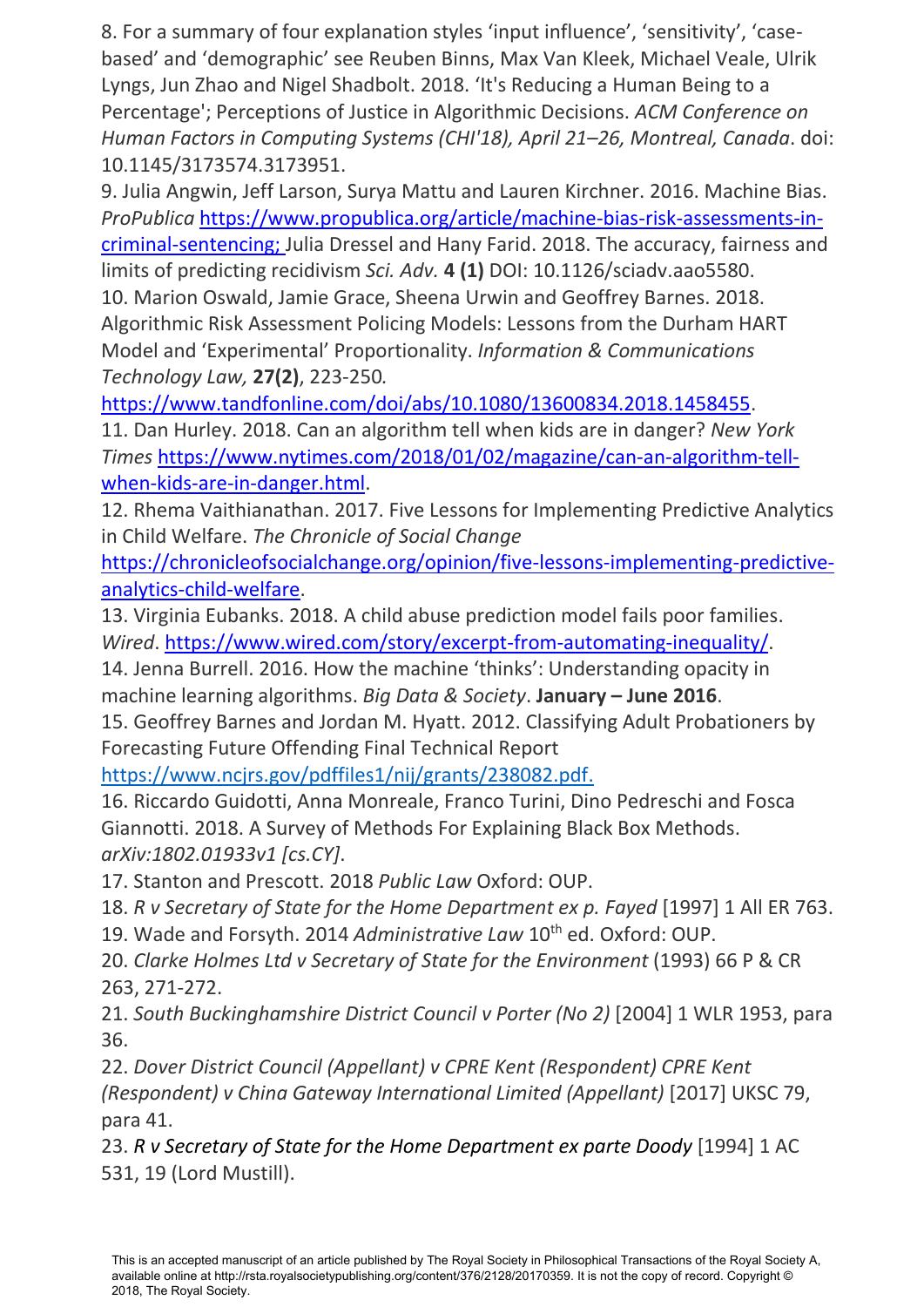8. For a summary of four explanation styles 'input influence', 'sensitivity', 'case-based' and 'demographic' see Reuben Binns, Max Van Kleek, Michael Veale, Ulrik Lyngs, Jun Zhao and Nigel Shadbolt. 2018. 'It's Reducing a Human Being to a Percentage'; Perceptions of Justice in Algorithmic Decisions. *ACM Conference on Human Factors in Computing Systems (CHI'18), April 21–26, Montreal, Canada*. doi: 10.1145/3173574.3173951.

9. Julia Angwin, Jeff Larson, Surya Mattu and Lauren Kirchner. 2016. Machine Bias. *ProPublica* https://www.propublica.org/article/machine-bias-risk-assessments-in-criminal-sentencing; Julia Dressel and Hany Farid. 2018. The accuracy, fairness and limits of predicting recidivism *Sci. Adv.* **4 (1)** DOI: 10.1126/sciadv.aao5580.

10. Marion Oswald, Jamie Grace, Sheena Urwin and Geoffrey Barnes. 2018. Algorithmic Risk Assessment Policing Models: Lessons from the Durham HART Model and 'Experimental' Proportionality. *Information & Communications Technology Law,* **27(2)**, 223-250. https://www.tandfonline.com/doi/abs/10.1080/13600834.2018.1458455.

11. Dan Hurley. 2018. Can an algorithm tell when kids are in danger? *New York Times* https://www.nytimes.com/2018/01/02/magazine/can-an-algorithm-tell-when-kids-are-in-danger.html.

12. Rhema Vaithianathan. 2017. Five Lessons for Implementing Predictive Analytics in Child Welfare. *The Chronicle of Social Change* https://chronicleofsocialchange.org/opinion/five-lessons-implementing-predictive-analytics-child-welfare.

13. Virginia Eubanks. 2018. A child abuse prediction model fails poor families. *Wired*. https://www.wired.com/story/excerpt-from-automating-inequality/.

14. Jenna Burrell. 2016. How the machine 'thinks': Understanding opacity in machine learning algorithms. *Big Data & Society*. **January – June 2016**.

15. Geoffrey Barnes and Jordan M. Hyatt. 2012. Classifying Adult Probationers by Forecasting Future Offending Final Technical Report https://www.ncjrs.gov/pdffiles1/nij/grants/238082.pdf.

16. Riccardo Guidotti, Anna Monreale, Franco Turini, Dino Pedreschi and Fosca Giannotti. 2018. A Survey of Methods For Explaining Black Box Methods. *arXiv:1802.01933v1 [cs.CY]*.

17. Stanton and Prescott. 2018 *Public Law* Oxford: OUP.

18. *R v Secretary of State for the Home Department ex p. Fayed* [1997] 1 All ER 763.

19. Wade and Forsyth. 2014 *Administrative Law* 10th ed. Oxford: OUP.

20. *Clarke Holmes Ltd v Secretary of State for the Environment* (1993) 66 P & CR 263, 271-272.

21. *South Buckinghamshire District Council v Porter (No 2)* [2004] 1 WLR 1953, para 36.

22. *Dover District Council (Appellant) v CPRE Kent (Respondent) CPRE Kent (Respondent) v China Gateway International Limited (Appellant)* [2017] UKSC 79, para 41.

23. *R v Secretary of State for the Home Department ex parte Doody* [1994] 1 AC 531, 19 (Lord Mustill).

This is an accepted manuscript of an article published by The Royal Society in Philosophical Transactions of the Royal Society A, available online at http://rsta.royalsocietypublishing.org/content/376/2128/20170359. It is not the copy of record. Copyright © 2018, The Royal Society.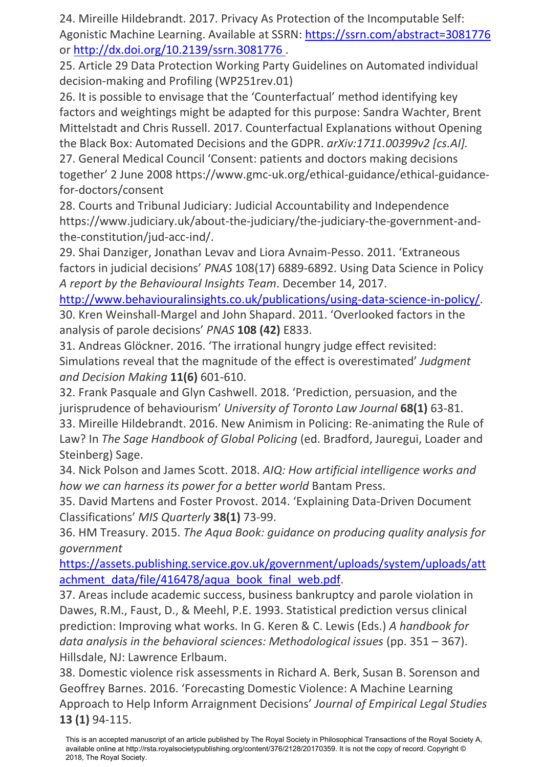24. Mireille Hildebrandt. 2017. Privacy As Protection of the Incomputable Self: Agonistic Machine Learning. Available at SSRN: https://ssrn.com/abstract=3081776 or http://dx.doi.org/10.2139/ssrn.3081776 .

25. Article 29 Data Protection Working Party Guidelines on Automated individual decision-making and Profiling (WP251rev.01)

26. It is possible to envisage that the 'Counterfactual' method identifying key factors and weightings might be adapted for this purpose: Sandra Wachter, Brent Mittelstadt and Chris Russell. 2017. Counterfactual Explanations without Opening the Black Box: Automated Decisions and the GDPR. *arXiv:1711.00399v2 [cs.AI].*

27. General Medical Council 'Consent: patients and doctors making decisions together' 2 June 2008 https://www.gmc-uk.org/ethical-guidance/ethical-guidance-for-doctors/consent

28. Courts and Tribunal Judiciary: Judicial Accountability and Independence https://www.judiciary.uk/about-the-judiciary/the-judiciary-the-government-and-the-constitution/jud-acc-ind/.

29. Shai Danziger, Jonathan Levav and Liora Avnaim-Pesso. 2011. 'Extraneous factors in judicial decisions' *PNAS* 108(17) 6889-6892. Using Data Science in Policy *A report by the Behavioural Insights Team*. December 14, 2017. http://www.behaviouralinsights.co.uk/publications/using-data-science-in-policy/.

30. Kren Weinshall-Margel and John Shapard. 2011. 'Overlooked factors in the analysis of parole decisions' *PNAS* **108 (42)** E833.

31. Andreas Glöckner. 2016. 'The irrational hungry judge effect revisited: Simulations reveal that the magnitude of the effect is overestimated' *Judgment and Decision Making* **11(6)** 601-610.

32. Frank Pasquale and Glyn Cashwell. 2018. 'Prediction, persuasion, and the jurisprudence of behaviourism' *University of Toronto Law Journal* **68(1)** 63-81.

33. Mireille Hildebrandt. 2016. New Animism in Policing: Re-animating the Rule of Law? In *The Sage Handbook of Global Policing* (ed. Bradford, Jauregui, Loader and Steinberg) Sage.

34. Nick Polson and James Scott. 2018. *AIQ: How artificial intelligence works and how we can harness its power for a better world* Bantam Press.

35. David Martens and Foster Provost. 2014. 'Explaining Data-Driven Document Classifications' *MIS Quarterly* **38(1)** 73-99.

36. HM Treasury. 2015. *The Aqua Book: guidance on producing quality analysis for government* https://assets.publishing.service.gov.uk/government/uploads/system/uploads/attachment_data/file/416478/aqua_book_final_web.pdf.

37. Areas include academic success, business bankruptcy and parole violation in Dawes, R.M., Faust, D., & Meehl, P.E. 1993. Statistical prediction versus clinical prediction: Improving what works. In G. Keren & C. Lewis (Eds.) *A handbook for data analysis in the behavioral sciences: Methodological issues* (pp. 351 – 367). Hillsdale, NJ: Lawrence Erlbaum.

38. Domestic violence risk assessments in Richard A. Berk, Susan B. Sorenson and Geoffrey Barnes. 2016. 'Forecasting Domestic Violence: A Machine Learning Approach to Help Inform Arraignment Decisions' *Journal of Empirical Legal Studies* **13 (1)** 94-115.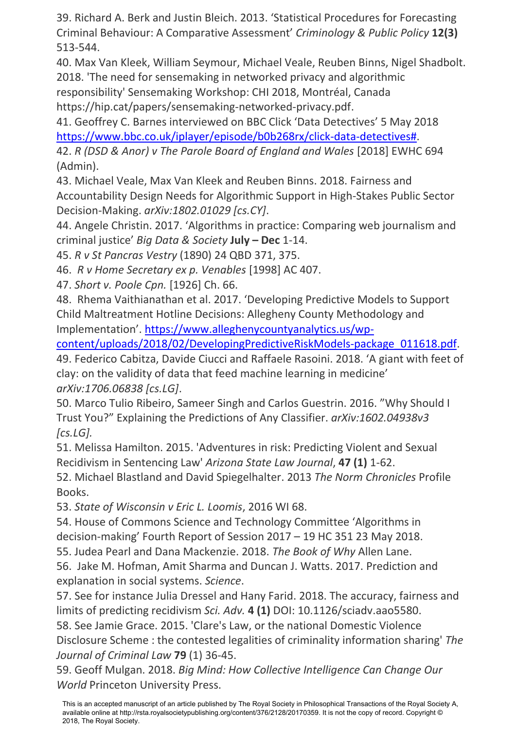39. Richard A. Berk and Justin Bleich. 2013. 'Statistical Procedures for Forecasting Criminal Behaviour: A Comparative Assessment' *Criminology & Public Policy* **12(3)** 513-544.

40. Max Van Kleek, William Seymour, Michael Veale, Reuben Binns, Nigel Shadbolt. 2018. 'The need for sensemaking in networked privacy and algorithmic responsibility' Sensemaking Workshop: CHI 2018, Montréal, Canada https://hip.cat/papers/sensemaking-networked-privacy.pdf.

41. Geoffrey C. Barnes interviewed on BBC Click 'Data Detectives' 5 May 2018 https://www.bbc.co.uk/iplayer/episode/b0b268rx/click-data-detectives#.

42. *R (DSD & Anor) v The Parole Board of England and Wales* [2018] EWHC 694 (Admin).

43. Michael Veale, Max Van Kleek and Reuben Binns. 2018. Fairness and Accountability Design Needs for Algorithmic Support in High-Stakes Public Sector Decision-Making. *arXiv:1802.01029 [cs.CY]*.

44. Angele Christin. 2017. 'Algorithms in practice: Comparing web journalism and criminal justice' *Big Data & Society* **July – Dec** 1-14.

45. *R v St Pancras Vestry* (1890) 24 QBD 371, 375.

46. *R v Home Secretary ex p. Venables* [1998] AC 407.

47. *Short v. Poole Cpn.* [1926] Ch. 66.

48. Rhema Vaithianathan et al. 2017. 'Developing Predictive Models to Support Child Maltreatment Hotline Decisions: Allegheny County Methodology and Implementation'. https://www.alleghenycountyanalytics.us/wp-content/uploads/2018/02/DevelopingPredictiveRiskModels-package_011618.pdf.

49. Federico Cabitza, Davide Ciucci and Raffaele Rasoini. 2018. 'A giant with feet of clay: on the validity of data that feed machine learning in medicine' *arXiv:1706.06838 [cs.LG]*.

50. Marco Tulio Ribeiro, Sameer Singh and Carlos Guestrin. 2016. "Why Should I Trust You?" Explaining the Predictions of Any Classifier. *arXiv:1602.04938v3 [cs.LG].*

51. Melissa Hamilton. 2015. 'Adventures in risk: Predicting Violent and Sexual Recidivism in Sentencing Law' *Arizona State Law Journal*, **47 (1)** 1-62.

52. Michael Blastland and David Spiegelhalter. 2013 *The Norm Chronicles* Profile Books.

53. *State of Wisconsin v Eric L. Loomis*, 2016 WI 68.

54. House of Commons Science and Technology Committee 'Algorithms in decision-making' Fourth Report of Session 2017 – 19 HC 351 23 May 2018.

55. Judea Pearl and Dana Mackenzie. 2018. *The Book of Why* Allen Lane.

56. Jake M. Hofman, Amit Sharma and Duncan J. Watts. 2017. Prediction and explanation in social systems. *Science*.

57. See for instance Julia Dressel and Hany Farid. 2018. The accuracy, fairness and limits of predicting recidivism *Sci. Adv.* **4 (1)** DOI: 10.1126/sciadv.aao5580.

58. See Jamie Grace. 2015. 'Clare's Law, or the national Domestic Violence Disclosure Scheme : the contested legalities of criminality information sharing' *The Journal of Criminal Law* **79** (1) 36-45.

59. Geoff Mulgan. 2018. *Big Mind: How Collective Intelligence Can Change Our World* Princeton University Press.

This is an accepted manuscript of an article published by The Royal Society in Philosophical Transactions of the Royal Society A, available online at http://rsta.royalsocietypublishing.org/content/376/2128/20170359. It is not the copy of record. Copyright © 2018, The Royal Society.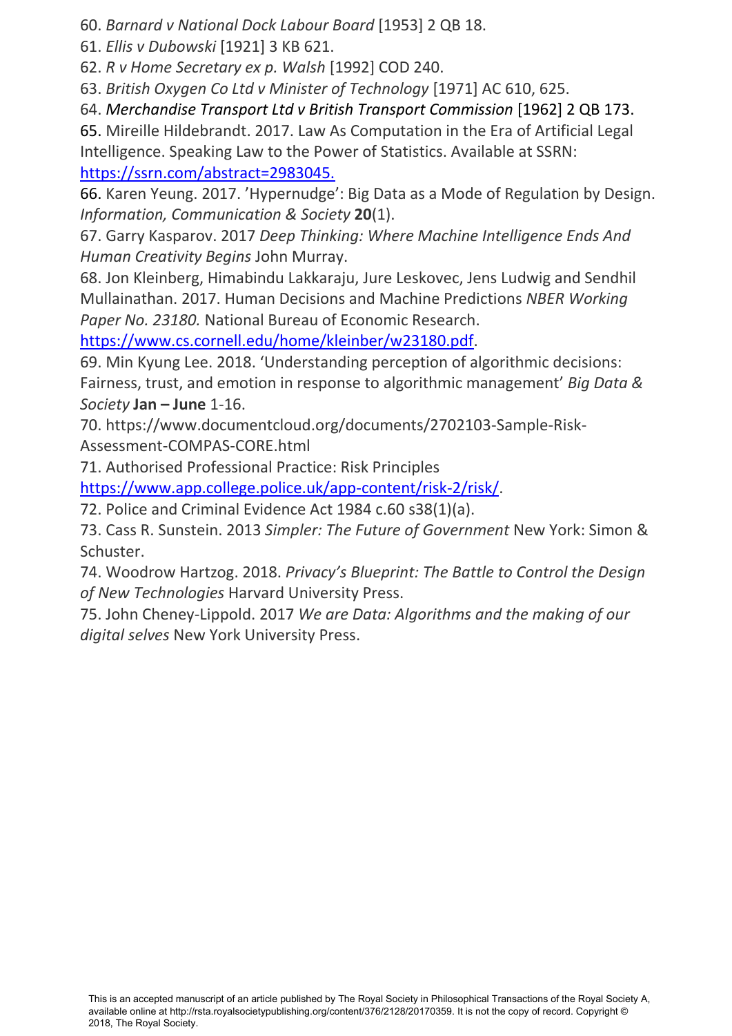60. *Barnard v National Dock Labour Board* [1953] 2 QB 18.

61. *Ellis v Dubowski* [1921] 3 KB 621.

62. *R v Home Secretary ex p. Walsh* [1992] COD 240.

63. *British Oxygen Co Ltd v Minister of Technology* [1971] AC 610, 625.

64. *Merchandise Transport Ltd v British Transport Commission* [1962] 2 QB 173.

65. Mireille Hildebrandt. 2017. Law As Computation in the Era of Artificial Legal Intelligence. Speaking Law to the Power of Statistics. Available at SSRN: https://ssrn.com/abstract=2983045.

66. Karen Yeung. 2017. 'Hypernudge': Big Data as a Mode of Regulation by Design. *Information, Communication & Society* **20**(1).

67. Garry Kasparov. 2017 *Deep Thinking: Where Machine Intelligence Ends And Human Creativity Begins* John Murray.

68. Jon Kleinberg, Himabindu Lakkaraju, Jure Leskovec, Jens Ludwig and Sendhil Mullainathan. 2017. Human Decisions and Machine Predictions *NBER Working Paper No. 23180.* National Bureau of Economic Research. https://www.cs.cornell.edu/home/kleinber/w23180.pdf.

69. Min Kyung Lee. 2018. 'Understanding perception of algorithmic decisions: Fairness, trust, and emotion in response to algorithmic management' *Big Data & Society* **Jan – June** 1-16.

70. https://www.documentcloud.org/documents/2702103-Sample-Risk-Assessment-COMPAS-CORE.html

71. Authorised Professional Practice: Risk Principles https://www.app.college.police.uk/app-content/risk-2/risk/.

72. Police and Criminal Evidence Act 1984 c.60 s38(1)(a).

73. Cass R. Sunstein. 2013 *Simpler: The Future of Government* New York: Simon & Schuster.

74. Woodrow Hartzog. 2018. *Privacy's Blueprint: The Battle to Control the Design of New Technologies* Harvard University Press.

75. John Cheney-Lippold. 2017 *We are Data: Algorithms and the making of our digital selves* New York University Press.

This is an accepted manuscript of an article published by The Royal Society in Philosophical Transactions of the Royal Society A, available online at http://rsta.royalsocietypublishing.org/content/376/2128/20170359. It is not the copy of record. Copyright © 2018, The Royal Society.